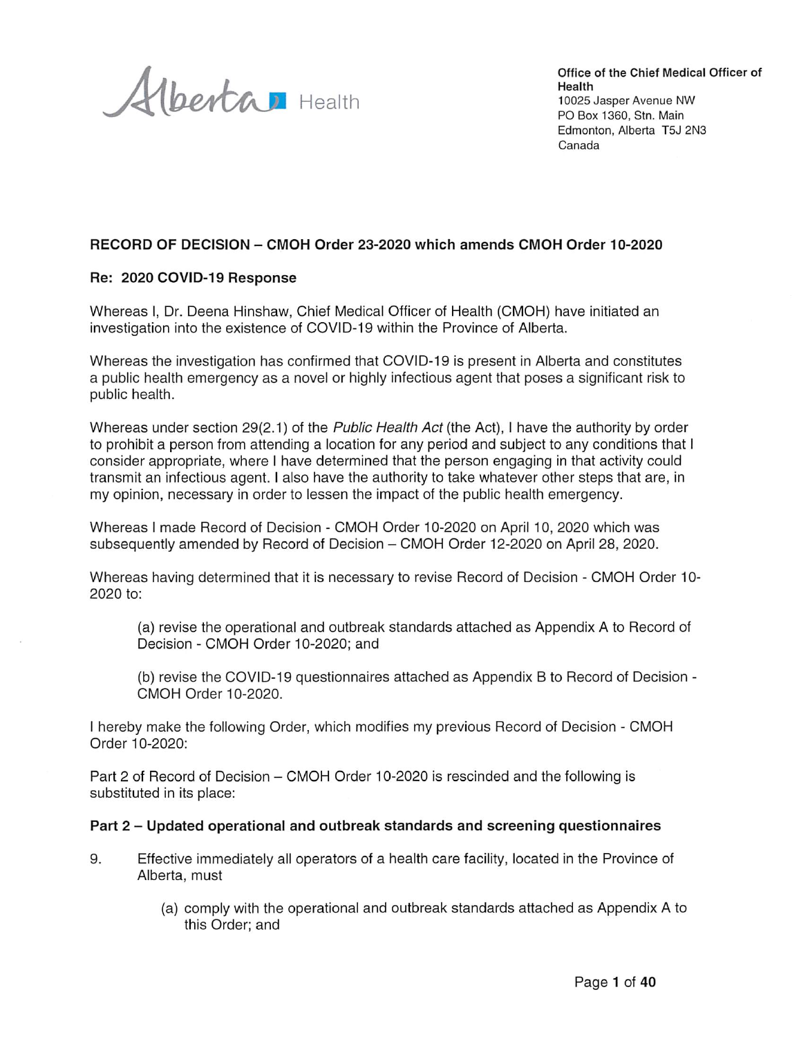Alberta Health

**Office of the Chief Medical Officer of Health**
10025 Jasper Avenue NW
PO Box 1360, Stn. Main
Edmonton, Alberta T5J 2N3
Canada

## RECORD OF DECISION – CMOH Order 23-2020 which amends CMOH Order 10-2020

**Re: 2020 COVID-19 Response**

Whereas I, Dr. Deena Hinshaw, Chief Medical Officer of Health (CMOH) have initiated an investigation into the existence of COVID-19 within the Province of Alberta.

Whereas the investigation has confirmed that COVID-19 is present in Alberta and constitutes a public health emergency as a novel or highly infectious agent that poses a significant risk to public health.

Whereas under section 29(2.1) of the *Public Health Act* (the Act), I have the authority by order to prohibit a person from attending a location for any period and subject to any conditions that I consider appropriate, where I have determined that the person engaging in that activity could transmit an infectious agent. I also have the authority to take whatever other steps that are, in my opinion, necessary in order to lessen the impact of the public health emergency.

Whereas I made Record of Decision - CMOH Order 10-2020 on April 10, 2020 which was subsequently amended by Record of Decision – CMOH Order 12-2020 on April 28, 2020.

Whereas having determined that it is necessary to revise Record of Decision - CMOH Order 10-2020 to:

> (a) revise the operational and outbreak standards attached as Appendix A to Record of Decision - CMOH Order 10-2020; and
>
> (b) revise the COVID-19 questionnaires attached as Appendix B to Record of Decision - CMOH Order 10-2020.

I hereby make the following Order, which modifies my previous Record of Decision - CMOH Order 10-2020:

Part 2 of Record of Decision – CMOH Order 10-2020 is rescinded and the following is substituted in its place:

### Part 2 – Updated operational and outbreak standards and screening questionnaires

9. Effective immediately all operators of a health care facility, located in the Province of Alberta, must

    (a) comply with the operational and outbreak standards attached as Appendix A to this Order; and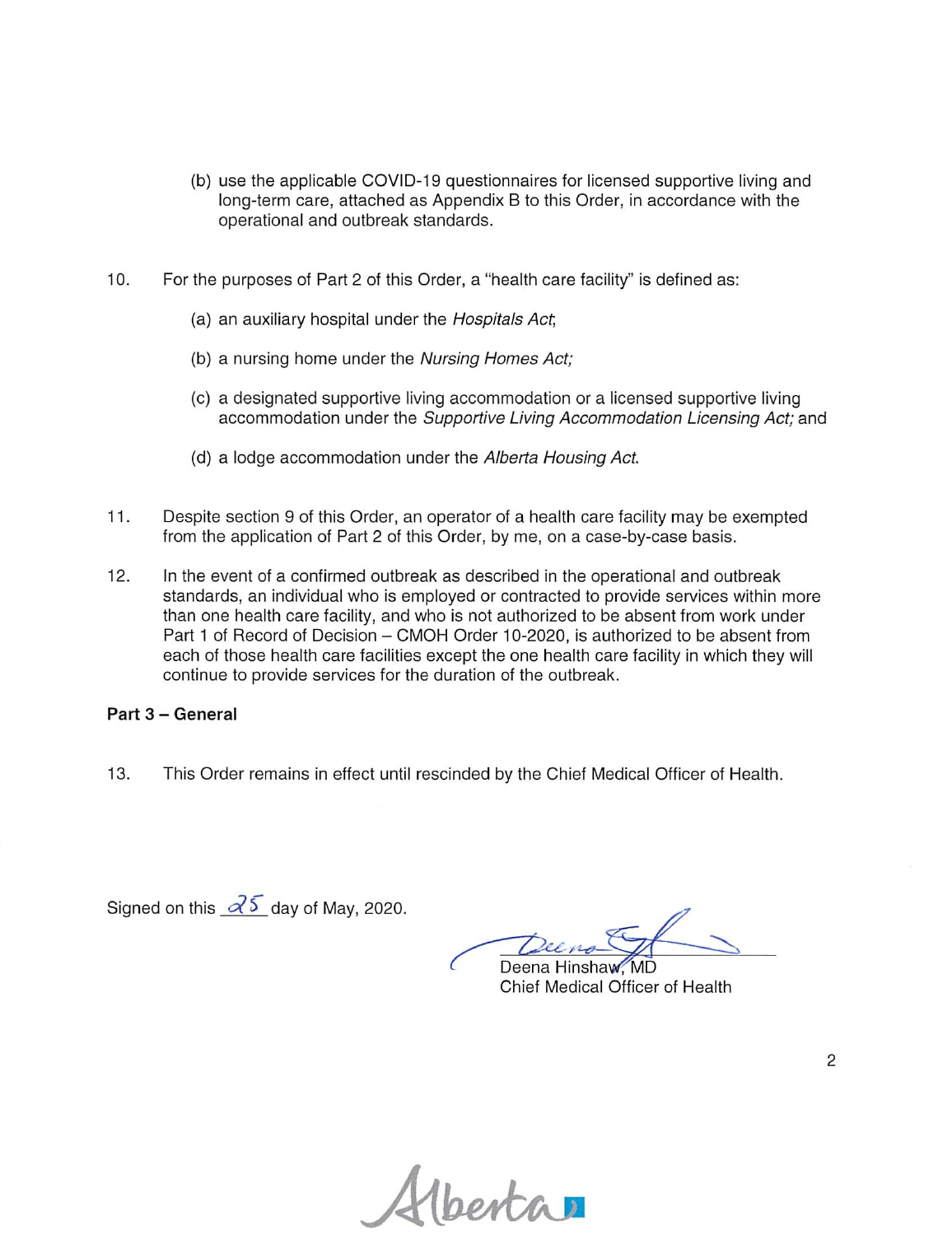(b) use the applicable COVID-19 questionnaires for licensed supportive living and long-term care, attached as Appendix B to this Order, in accordance with the operational and outbreak standards.

10. For the purposes of Part 2 of this Order, a "health care facility" is defined as:

    (a) an auxiliary hospital under the *Hospitals Act*;

    (b) a nursing home under the *Nursing Homes Act;*

    (c) a designated supportive living accommodation or a licensed supportive living accommodation under the *Supportive Living Accommodation Licensing Act;* and

    (d) a lodge accommodation under the *Alberta Housing Act*.

11. Despite section 9 of this Order, an operator of a health care facility may be exempted from the application of Part 2 of this Order, by me, on a case-by-case basis.

12. In the event of a confirmed outbreak as described in the operational and outbreak standards, an individual who is employed or contracted to provide services within more than one health care facility, and who is not authorized to be absent from work under Part 1 of Record of Decision – CMOH Order 10-2020, is authorized to be absent from each of those health care facilities except the one health care facility in which they will continue to provide services for the duration of the outbreak.

**Part 3 – General**

13. This Order remains in effect until rescinded by the Chief Medical Officer of Health.

Signed on this 25 day of May, 2020.

Deena Hinshaw, MD
Chief Medical Officer of Health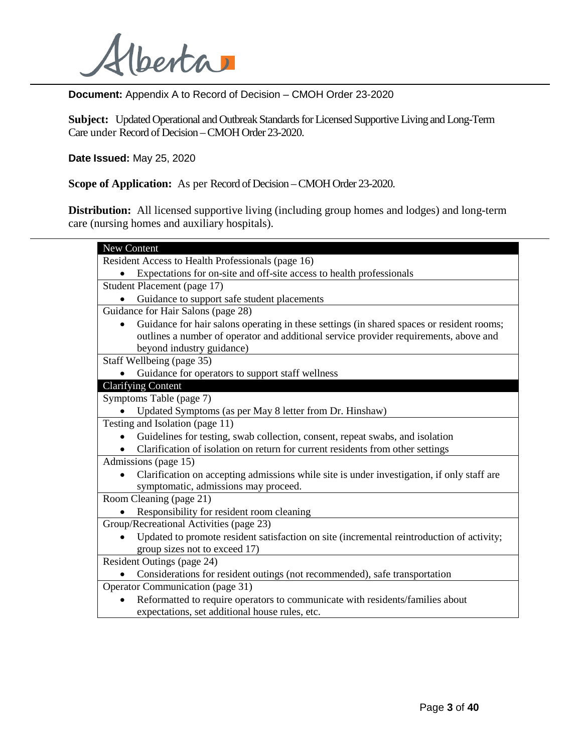**Document:** Appendix A to Record of Decision – CMOH Order 23-2020

**Subject:** Updated Operational and Outbreak Standards for Licensed Supportive Living and Long-Term Care under Record of Decision – CMOH Order 23-2020.

**Date Issued:** May 25, 2020

**Scope of Application:** As per Record of Decision – CMOH Order 23-2020.

**Distribution:** All licensed supportive living (including group homes and lodges) and long-term care (nursing homes and auxiliary hospitals).

---

| New Content |
|---|
| Resident Access to Health Professionals (page 16)<br>• Expectations for on-site and off-site access to health professionals |
| Student Placement (page 17)<br>• Guidance to support safe student placements |
| Guidance for Hair Salons (page 28)<br>• Guidance for hair salons operating in these settings (in shared spaces or resident rooms; outlines a number of operator and additional service provider requirements, above and beyond industry guidance) |
| Staff Wellbeing (page 35)<br>• Guidance for operators to support staff wellness |
| **Clarifying Content** |
| Symptoms Table (page 7)<br>• Updated Symptoms (as per May 8 letter from Dr. Hinshaw) |
| Testing and Isolation (page 11)<br>• Guidelines for testing, swab collection, consent, repeat swabs, and isolation<br>• Clarification of isolation on return for current residents from other settings |
| Admissions (page 15)<br>• Clarification on accepting admissions while site is under investigation, if only staff are symptomatic, admissions may proceed. |
| Room Cleaning (page 21)<br>• Responsibility for resident room cleaning |
| Group/Recreational Activities (page 23)<br>• Updated to promote resident satisfaction on site (incremental reintroduction of activity; group sizes not to exceed 17) |
| Resident Outings (page 24)<br>• Considerations for resident outings (not recommended), safe transportation |
| Operator Communication (page 31)<br>• Reformatted to require operators to communicate with residents/families about expectations, set additional house rules, etc. |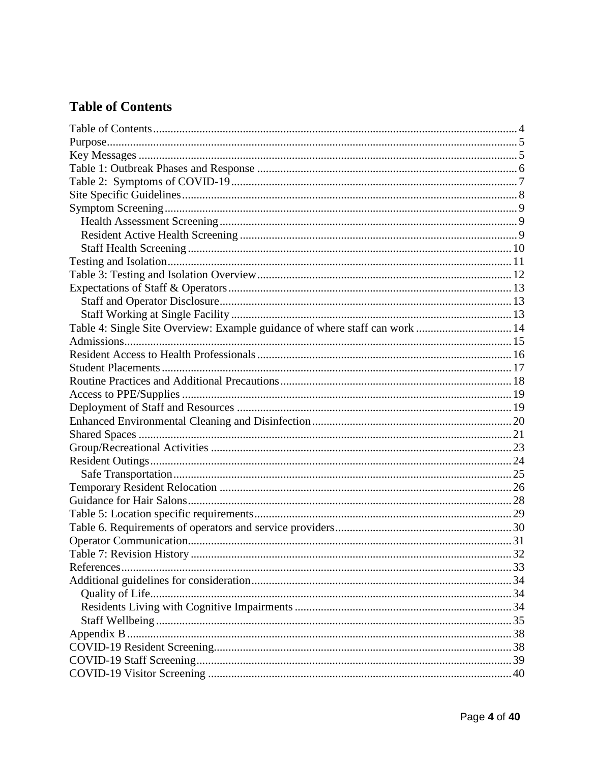## Table of Contents

- Table of Contents ..... 4
- Purpose ..... 5
- Key Messages ..... 5
- Table 1: Outbreak Phases and Response ..... 6
- Table 2: Symptoms of COVID-19 ..... 7
- Site Specific Guidelines ..... 8
- Symptom Screening ..... 9
  - Health Assessment Screening ..... 9
  - Resident Active Health Screening ..... 9
  - Staff Health Screening ..... 10
- Testing and Isolation ..... 11
- Table 3: Testing and Isolation Overview ..... 12
- Expectations of Staff & Operators ..... 13
  - Staff and Operator Disclosure ..... 13
  - Staff Working at Single Facility ..... 13
- Table 4: Single Site Overview: Example guidance of where staff can work ..... 14
- Admissions ..... 15
- Resident Access to Health Professionals ..... 16
- Student Placements ..... 17
- Routine Practices and Additional Precautions ..... 18
- Access to PPE/Supplies ..... 19
- Deployment of Staff and Resources ..... 19
- Enhanced Environmental Cleaning and Disinfection ..... 20
- Shared Spaces ..... 21
- Group/Recreational Activities ..... 23
- Resident Outings ..... 24
  - Safe Transportation ..... 25
- Temporary Resident Relocation ..... 26
- Guidance for Hair Salons ..... 28
- Table 5: Location specific requirements ..... 29
- Table 6. Requirements of operators and service providers ..... 30
- Operator Communication ..... 31
- Table 7: Revision History ..... 32
- References ..... 33
- Additional guidelines for consideration ..... 34
  - Quality of Life ..... 34
  - Residents Living with Cognitive Impairments ..... 34
  - Staff Wellbeing ..... 35
- Appendix B ..... 38
- COVID-19 Resident Screening ..... 38
- COVID-19 Staff Screening ..... 39
- COVID-19 Visitor Screening ..... 40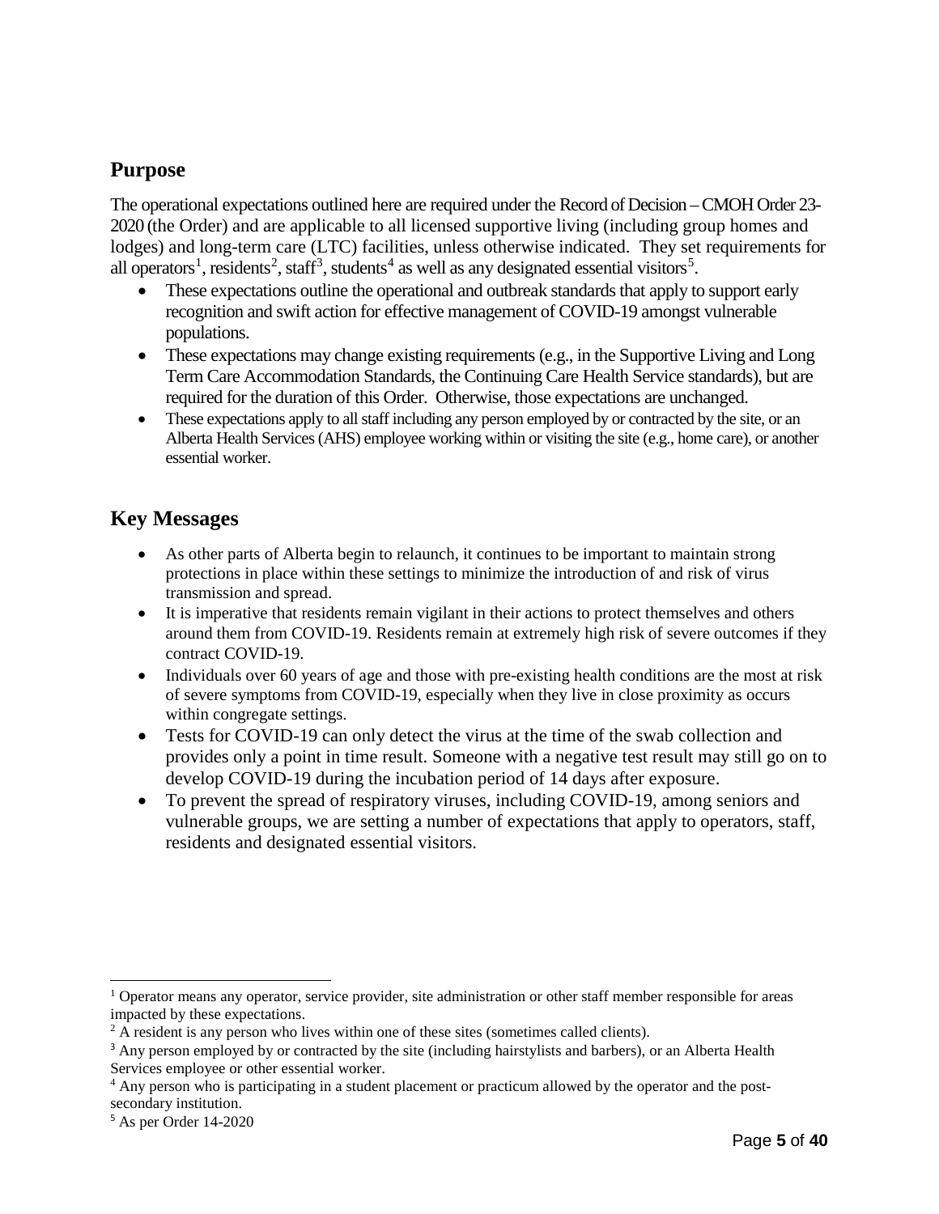## Purpose

The operational expectations outlined here are required under the Record of Decision – CMOH Order 23-2020 (the Order) and are applicable to all licensed supportive living (including group homes and lodges) and long-term care (LTC) facilities, unless otherwise indicated. They set requirements for all operators[1], residents[2], staff[3], students[4] as well as any designated essential visitors[5].

- These expectations outline the operational and outbreak standards that apply to support early recognition and swift action for effective management of COVID-19 amongst vulnerable populations.
- These expectations may change existing requirements (e.g., in the Supportive Living and Long Term Care Accommodation Standards, the Continuing Care Health Service standards), but are required for the duration of this Order. Otherwise, those expectations are unchanged.
- These expectations apply to all staff including any person employed by or contracted by the site, or an Alberta Health Services (AHS) employee working within or visiting the site (e.g., home care), or another essential worker.

## Key Messages

- As other parts of Alberta begin to relaunch, it continues to be important to maintain strong protections in place within these settings to minimize the introduction of and risk of virus transmission and spread.
- It is imperative that residents remain vigilant in their actions to protect themselves and others around them from COVID-19. Residents remain at extremely high risk of severe outcomes if they contract COVID-19.
- Individuals over 60 years of age and those with pre-existing health conditions are the most at risk of severe symptoms from COVID-19, especially when they live in close proximity as occurs within congregate settings.
- Tests for COVID-19 can only detect the virus at the time of the swab collection and provides only a point in time result. Someone with a negative test result may still go on to develop COVID-19 during the incubation period of 14 days after exposure.
- To prevent the spread of respiratory viruses, including COVID-19, among seniors and vulnerable groups, we are setting a number of expectations that apply to operators, staff, residents and designated essential visitors.

---

[1] Operator means any operator, service provider, site administration or other staff member responsible for areas impacted by these expectations.

[2] A resident is any person who lives within one of these sites (sometimes called clients).

[3] Any person employed by or contracted by the site (including hairstylists and barbers), or an Alberta Health Services employee or other essential worker.

[4] Any person who is participating in a student placement or practicum allowed by the operator and the post-secondary institution.

[5] As per Order 14-2020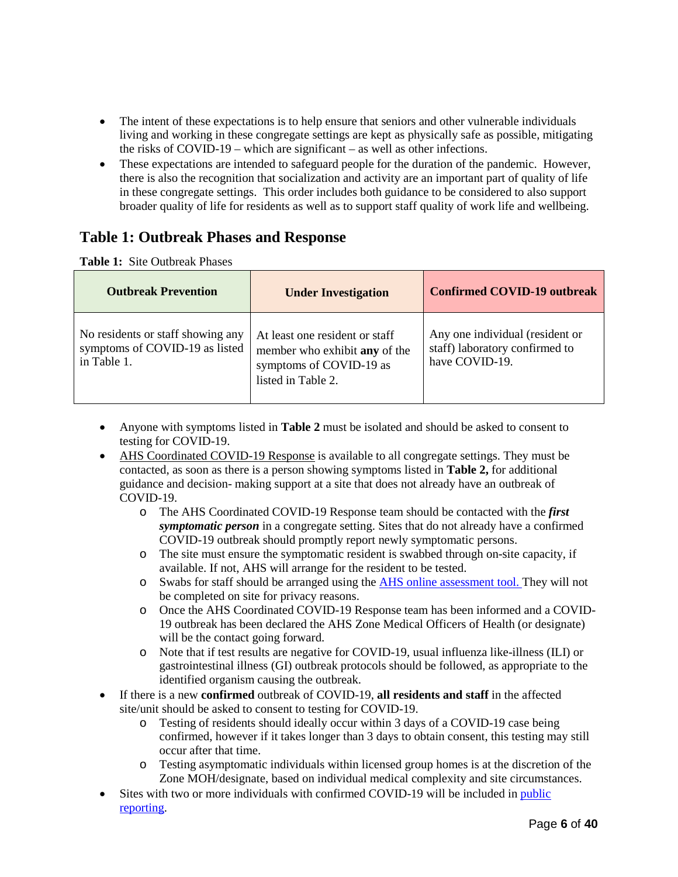- The intent of these expectations is to help ensure that seniors and other vulnerable individuals living and working in these congregate settings are kept as physically safe as possible, mitigating the risks of COVID-19 – which are significant – as well as other infections.
- These expectations are intended to safeguard people for the duration of the pandemic. However, there is also the recognition that socialization and activity are an important part of quality of life in these congregate settings. This order includes both guidance to be considered to also support broader quality of life for residents as well as to support staff quality of work life and wellbeing.

## Table 1: Outbreak Phases and Response

**Table 1:** Site Outbreak Phases

| Outbreak Prevention | Under Investigation | Confirmed COVID-19 outbreak |
|---|---|---|
| No residents or staff showing any symptoms of COVID-19 as listed in Table 1. | At least one resident or staff member who exhibit **any** of the symptoms of COVID-19 as listed in Table 2. | Any one individual (resident or staff) laboratory confirmed to have COVID-19. |

- Anyone with symptoms listed in **Table 2** must be isolated and should be asked to consent to testing for COVID-19.
- AHS Coordinated COVID-19 Response is available to all congregate settings. They must be contacted, as soon as there is a person showing symptoms listed in **Table 2,** for additional guidance and decision- making support at a site that does not already have an outbreak of COVID-19.
  - The AHS Coordinated COVID-19 Response team should be contacted with the ***first symptomatic person*** in a congregate setting. Sites that do not already have a confirmed COVID-19 outbreak should promptly report newly symptomatic persons.
  - The site must ensure the symptomatic resident is swabbed through on-site capacity, if available. If not, AHS will arrange for the resident to be tested.
  - Swabs for staff should be arranged using the AHS online assessment tool. They will not be completed on site for privacy reasons.
  - Once the AHS Coordinated COVID-19 Response team has been informed and a COVID-19 outbreak has been declared the AHS Zone Medical Officers of Health (or designate) will be the contact going forward.
  - Note that if test results are negative for COVID-19, usual influenza like-illness (ILI) or gastrointestinal illness (GI) outbreak protocols should be followed, as appropriate to the identified organism causing the outbreak.
- If there is a new **confirmed** outbreak of COVID-19, **all residents and staff** in the affected site/unit should be asked to consent to testing for COVID-19.
  - Testing of residents should ideally occur within 3 days of a COVID-19 case being confirmed, however if it takes longer than 3 days to obtain consent, this testing may still occur after that time.
  - Testing asymptomatic individuals within licensed group homes is at the discretion of the Zone MOH/designate, based on individual medical complexity and site circumstances.
- Sites with two or more individuals with confirmed COVID-19 will be included in public reporting.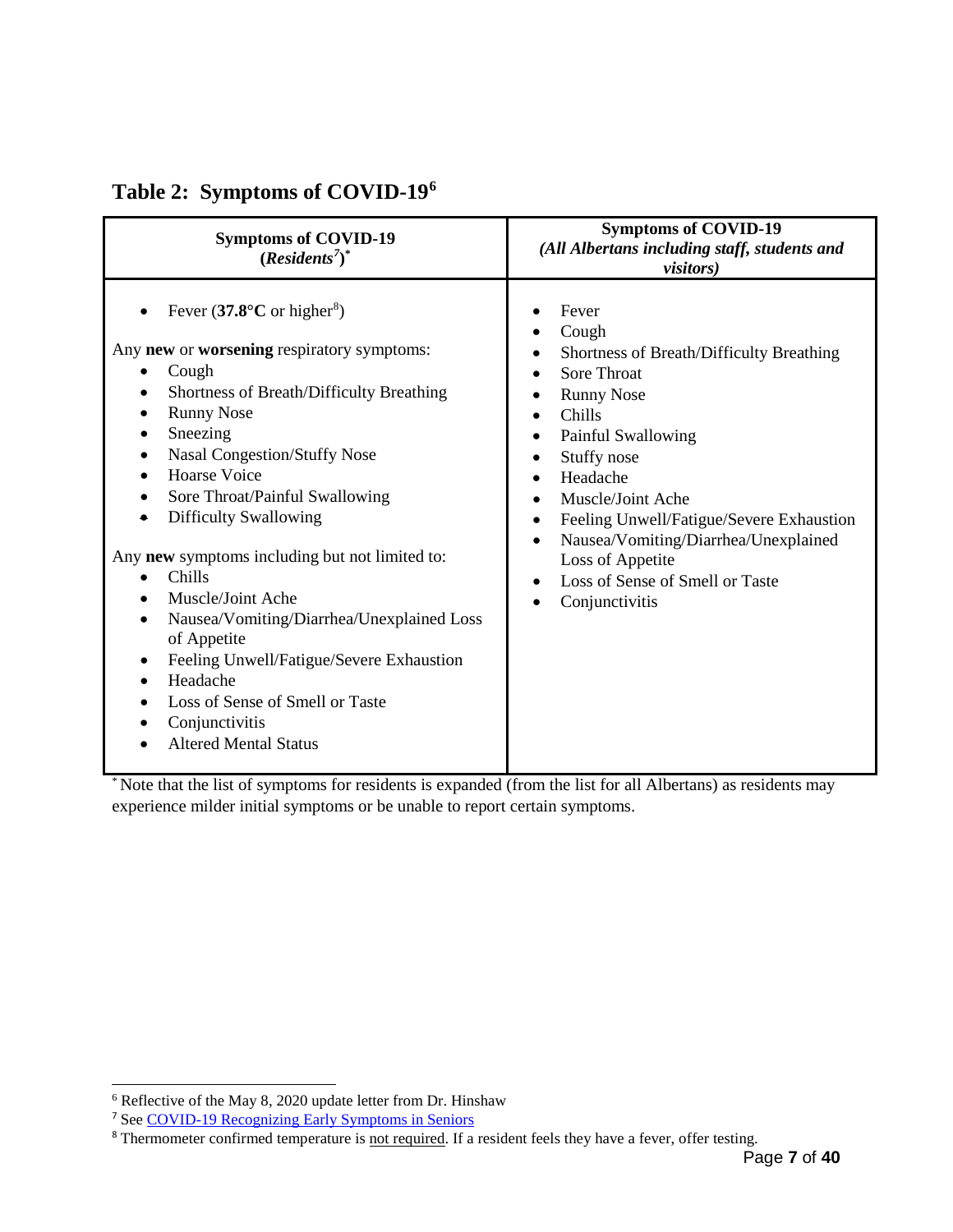## Table 2: Symptoms of COVID-19[6]

| **Symptoms of COVID-19 (*Residents*[7])*** | **Symptoms of COVID-19** ***(All Albertans including staff, students and visitors)*** |
|---|---|
| • Fever (**37.8°C** or higher[8])<br><br>Any **new** or **worsening** respiratory symptoms:<br>• Cough<br>• Shortness of Breath/Difficulty Breathing<br>• Runny Nose<br>• Sneezing<br>• Nasal Congestion/Stuffy Nose<br>• Hoarse Voice<br>• Sore Throat/Painful Swallowing<br>• Difficulty Swallowing<br><br>Any **new** symptoms including but not limited to:<br>• Chills<br>• Muscle/Joint Ache<br>• Nausea/Vomiting/Diarrhea/Unexplained Loss of Appetite<br>• Feeling Unwell/Fatigue/Severe Exhaustion<br>• Headache<br>• Loss of Sense of Smell or Taste<br>• Conjunctivitis<br>• Altered Mental Status | • Fever<br>• Cough<br>• Shortness of Breath/Difficulty Breathing<br>• Sore Throat<br>• Runny Nose<br>• Chills<br>• Painful Swallowing<br>• Stuffy nose<br>• Headache<br>• Muscle/Joint Ache<br>• Feeling Unwell/Fatigue/Severe Exhaustion<br>• Nausea/Vomiting/Diarrhea/Unexplained Loss of Appetite<br>• Loss of Sense of Smell or Taste<br>• Conjunctivitis |

* Note that the list of symptoms for residents is expanded (from the list for all Albertans) as residents may experience milder initial symptoms or be unable to report certain symptoms.

---

[6] Reflective of the May 8, 2020 update letter from Dr. Hinshaw

[7] See [COVID-19 Recognizing Early Symptoms in Seniors]()

[8] Thermometer confirmed temperature is not required. If a resident feels they have a fever, offer testing.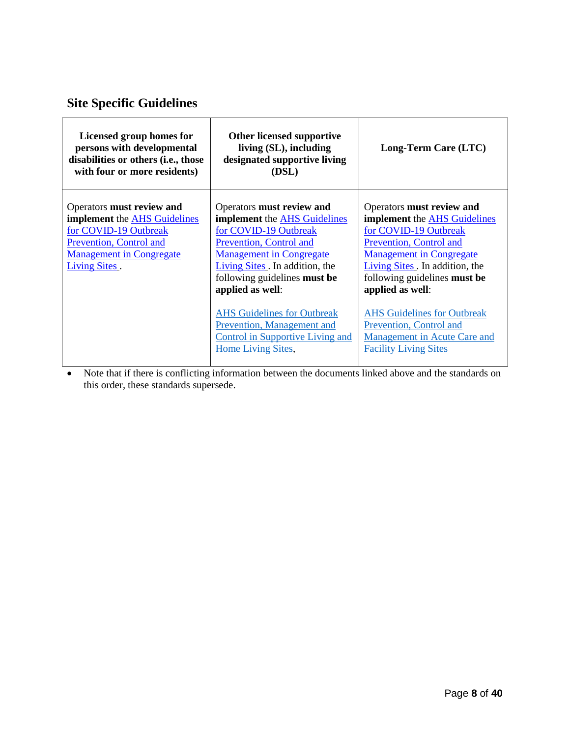## Site Specific Guidelines

| Licensed group homes for persons with developmental disabilities or others (i.e., those with four or more residents) | Other licensed supportive living (SL), including designated supportive living (DSL) | Long-Term Care (LTC) |
|---|---|---|
| Operators **must review and implement** the AHS Guidelines for COVID-19 Outbreak Prevention, Control and Management in Congregate Living Sites . | Operators **must review and implement** the AHS Guidelines for COVID-19 Outbreak Prevention, Control and Management in Congregate Living Sites . In addition, the following guidelines **must be applied as well**:<br><br>AHS Guidelines for Outbreak Prevention, Management and Control in Supportive Living and Home Living Sites, | Operators **must review and implement** the AHS Guidelines for COVID-19 Outbreak Prevention, Control and Management in Congregate Living Sites . In addition, the following guidelines **must be applied as well**:<br><br>AHS Guidelines for Outbreak Prevention, Control and Management in Acute Care and Facility Living Sites |

- Note that if there is conflicting information between the documents linked above and the standards on this order, these standards supersede.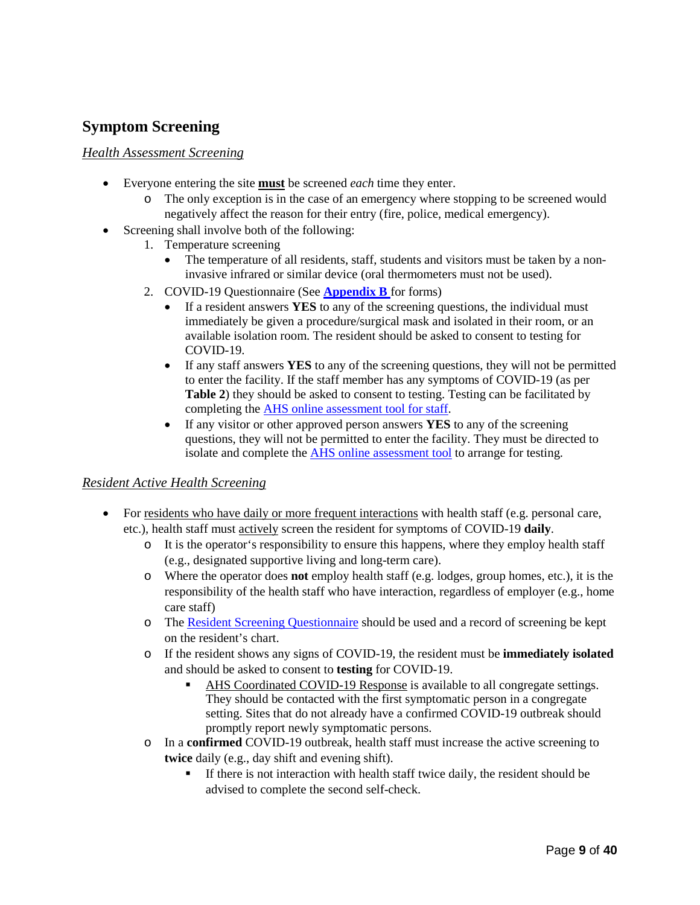## Symptom Screening

### *Health Assessment Screening*

- Everyone entering the site **must** be screened *each* time they enter.
  - The only exception is in the case of an emergency where stopping to be screened would negatively affect the reason for their entry (fire, police, medical emergency).
- Screening shall involve both of the following:
  1. Temperature screening
     - The temperature of all residents, staff, students and visitors must be taken by a non-invasive infrared or similar device (oral thermometers must not be used).
  2. COVID-19 Questionnaire (See **Appendix B** for forms)
     - If a resident answers **YES** to any of the screening questions, the individual must immediately be given a procedure/surgical mask and isolated in their room, or an available isolation room. The resident should be asked to consent to testing for COVID-19.
     - If any staff answers **YES** to any of the screening questions, they will not be permitted to enter the facility. If the staff member has any symptoms of COVID-19 (as per **Table 2**) they should be asked to consent to testing. Testing can be facilitated by completing the AHS online assessment tool for staff.
     - If any visitor or other approved person answers **YES** to any of the screening questions, they will not be permitted to enter the facility. They must be directed to isolate and complete the AHS online assessment tool to arrange for testing.

### *Resident Active Health Screening*

- For residents who have daily or more frequent interactions with health staff (e.g. personal care, etc.), health staff must actively screen the resident for symptoms of COVID-19 **daily**.
  - It is the operator's responsibility to ensure this happens, where they employ health staff (e.g., designated supportive living and long-term care).
  - Where the operator does **not** employ health staff (e.g. lodges, group homes, etc.), it is the responsibility of the health staff who have interaction, regardless of employer (e.g., home care staff)
  - The Resident Screening Questionnaire should be used and a record of screening be kept on the resident's chart.
  - If the resident shows any signs of COVID-19, the resident must be **immediately isolated** and should be asked to consent to **testing** for COVID-19.
    - AHS Coordinated COVID-19 Response is available to all congregate settings. They should be contacted with the first symptomatic person in a congregate setting. Sites that do not already have a confirmed COVID-19 outbreak should promptly report newly symptomatic persons.
  - In a **confirmed** COVID-19 outbreak, health staff must increase the active screening to **twice** daily (e.g., day shift and evening shift).
    - If there is not interaction with health staff twice daily, the resident should be advised to complete the second self-check.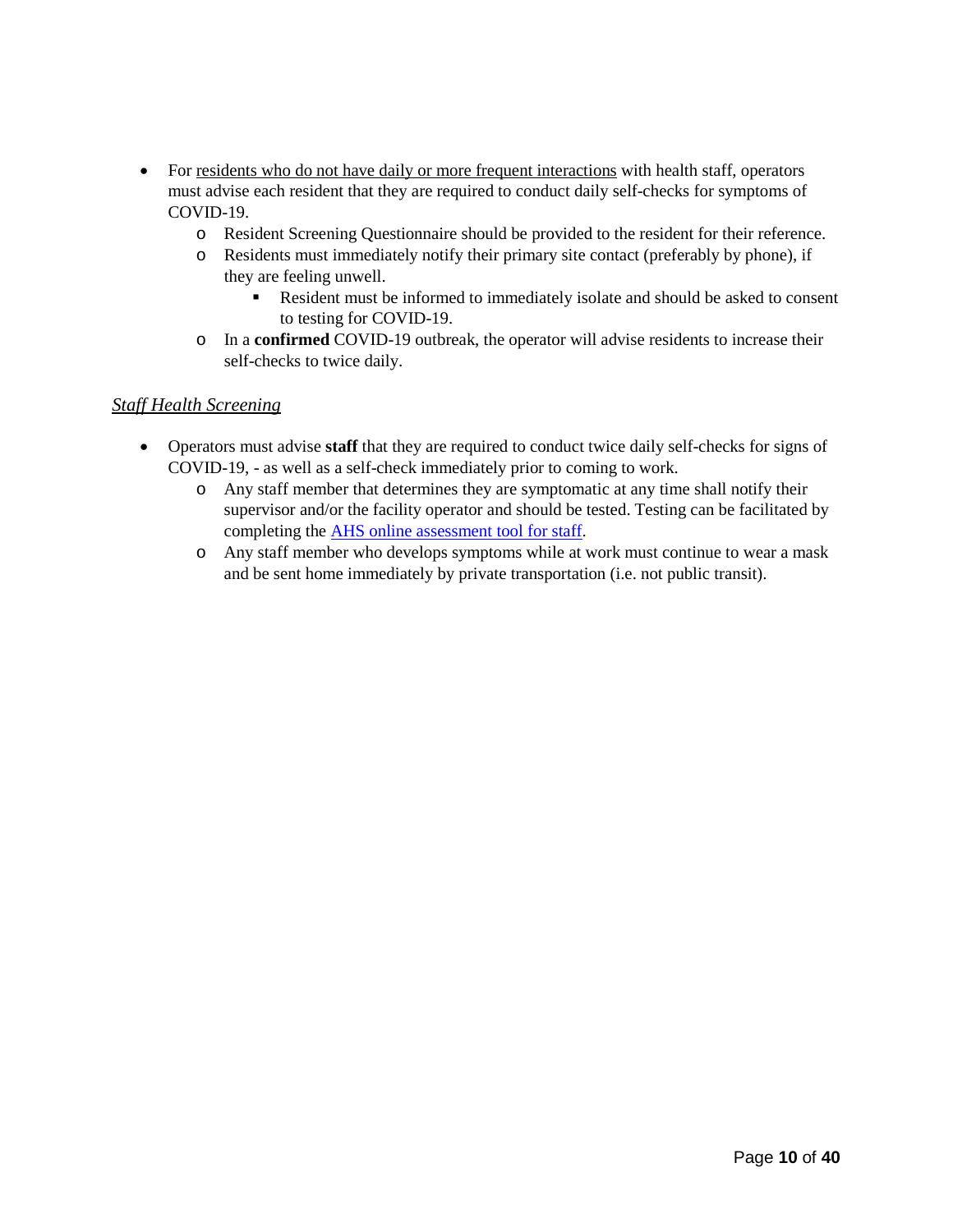- For <u>residents who do not have daily or more frequent interactions</u> with health staff, operators must advise each resident that they are required to conduct daily self-checks for symptoms of COVID-19.
    - Resident Screening Questionnaire should be provided to the resident for their reference.
    - Residents must immediately notify their primary site contact (preferably by phone), if they are feeling unwell.
        - Resident must be informed to immediately isolate and should be asked to consent to testing for COVID-19.
    - In a **confirmed** COVID-19 outbreak, the operator will advise residents to increase their self-checks to twice daily.

*<u>Staff Health Screening</u>*

- Operators must advise **staff** that they are required to conduct twice daily self-checks for signs of COVID-19, - as well as a self-check immediately prior to coming to work.
    - Any staff member that determines they are symptomatic at any time shall notify their supervisor and/or the facility operator and should be tested. Testing can be facilitated by completing the <u>AHS online assessment tool for staff</u>.
    - Any staff member who develops symptoms while at work must continue to wear a mask and be sent home immediately by private transportation (i.e. not public transit).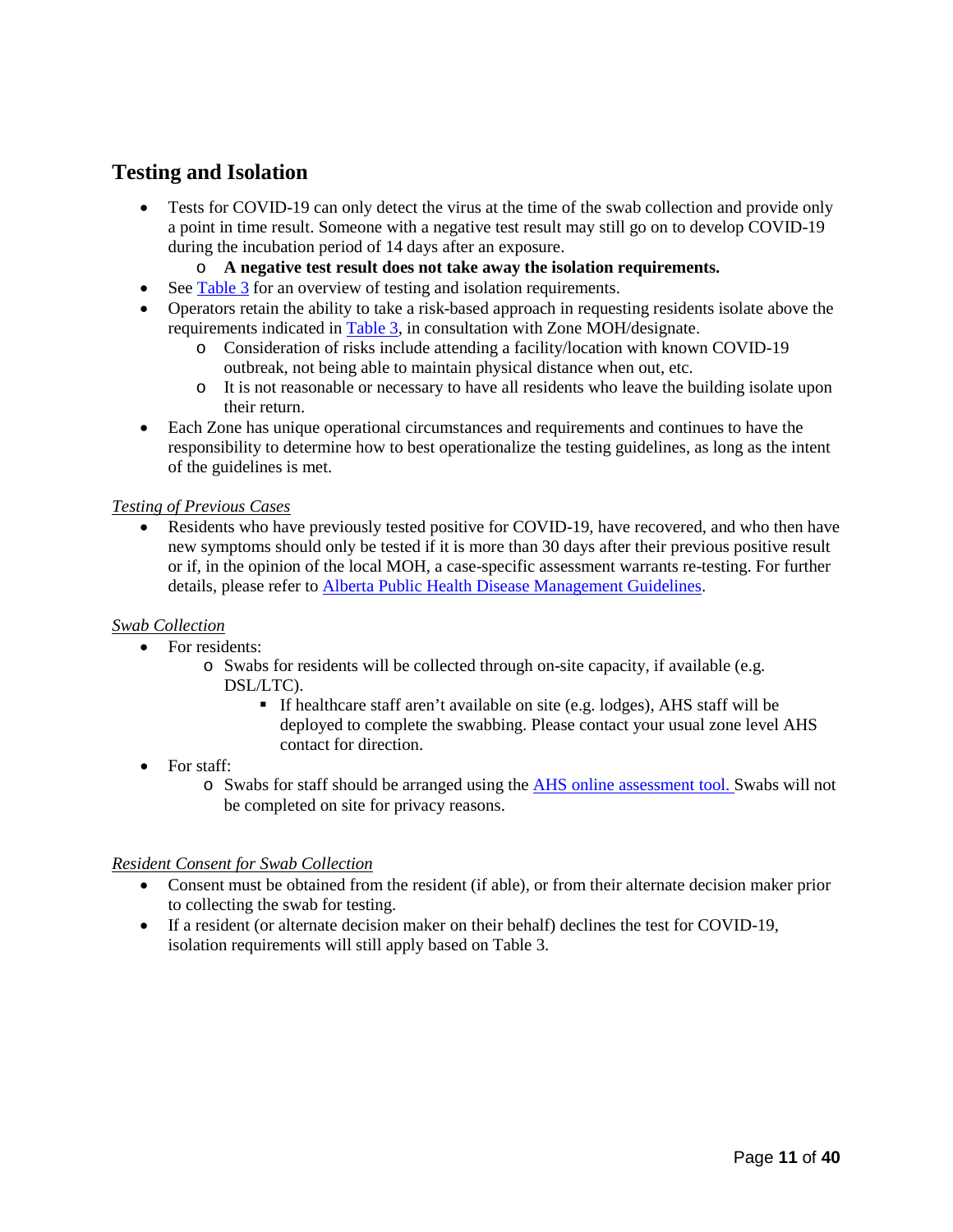## Testing and Isolation

- Tests for COVID-19 can only detect the virus at the time of the swab collection and provide only a point in time result. Someone with a negative test result may still go on to develop COVID-19 during the incubation period of 14 days after an exposure.
  - **A negative test result does not take away the isolation requirements.**
- See Table 3 for an overview of testing and isolation requirements.
- Operators retain the ability to take a risk-based approach in requesting residents isolate above the requirements indicated in Table 3, in consultation with Zone MOH/designate.
  - Consideration of risks include attending a facility/location with known COVID-19 outbreak, not being able to maintain physical distance when out, etc.
  - It is not reasonable or necessary to have all residents who leave the building isolate upon their return.
- Each Zone has unique operational circumstances and requirements and continues to have the responsibility to determine how to best operationalize the testing guidelines, as long as the intent of the guidelines is met.

*Testing of Previous Cases*

- Residents who have previously tested positive for COVID-19, have recovered, and who then have new symptoms should only be tested if it is more than 30 days after their previous positive result or if, in the opinion of the local MOH, a case-specific assessment warrants re-testing. For further details, please refer to Alberta Public Health Disease Management Guidelines.

*Swab Collection*

- For residents:
  - Swabs for residents will be collected through on-site capacity, if available (e.g. DSL/LTC).
    - If healthcare staff aren't available on site (e.g. lodges), AHS staff will be deployed to complete the swabbing. Please contact your usual zone level AHS contact for direction.
- For staff:
  - Swabs for staff should be arranged using the AHS online assessment tool. Swabs will not be completed on site for privacy reasons.

*Resident Consent for Swab Collection*

- Consent must be obtained from the resident (if able), or from their alternate decision maker prior to collecting the swab for testing.
- If a resident (or alternate decision maker on their behalf) declines the test for COVID-19, isolation requirements will still apply based on Table 3.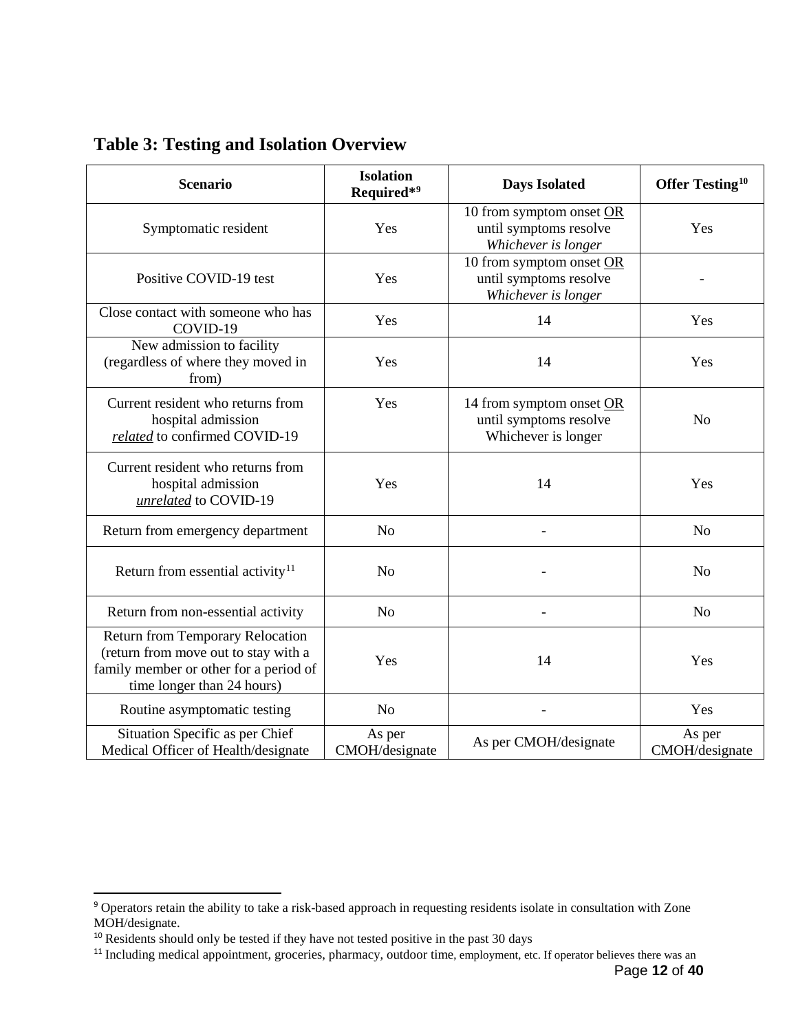## Table 3: Testing and Isolation Overview

| Scenario | Isolation Required*[9] | Days Isolated | Offer Testing[10] |
|---|---|---|---|
| Symptomatic resident | Yes | 10 from symptom onset <u>OR</u> until symptoms resolve *Whichever is longer* | Yes |
| Positive COVID-19 test | Yes | 10 from symptom onset <u>OR</u> until symptoms resolve *Whichever is longer* | - |
| Close contact with someone who has COVID-19 | Yes | 14 | Yes |
| New admission to facility (regardless of where they moved in from) | Yes | 14 | Yes |
| Current resident who returns from hospital admission *<u>related</u>* to confirmed COVID-19 | Yes | 14 from symptom onset <u>OR</u> until symptoms resolve Whichever is longer | No |
| Current resident who returns from hospital admission *<u>unrelated</u>* to COVID-19 | Yes | 14 | Yes |
| Return from emergency department | No | - | No |
| Return from essential activity[11] | No | - | No |
| Return from non-essential activity | No | - | No |
| Return from Temporary Relocation (return from move out to stay with a family member or other for a period of time longer than 24 hours) | Yes | 14 | Yes |
| Routine asymptomatic testing | No | - | Yes |
| Situation Specific as per Chief Medical Officer of Health/designate | As per CMOH/designate | As per CMOH/designate | As per CMOH/designate |

---

[9] Operators retain the ability to take a risk-based approach in requesting residents isolate in consultation with Zone MOH/designate.

[10] Residents should only be tested if they have not tested positive in the past 30 days

[11] Including medical appointment, groceries, pharmacy, outdoor time, employment, etc. If operator believes there was an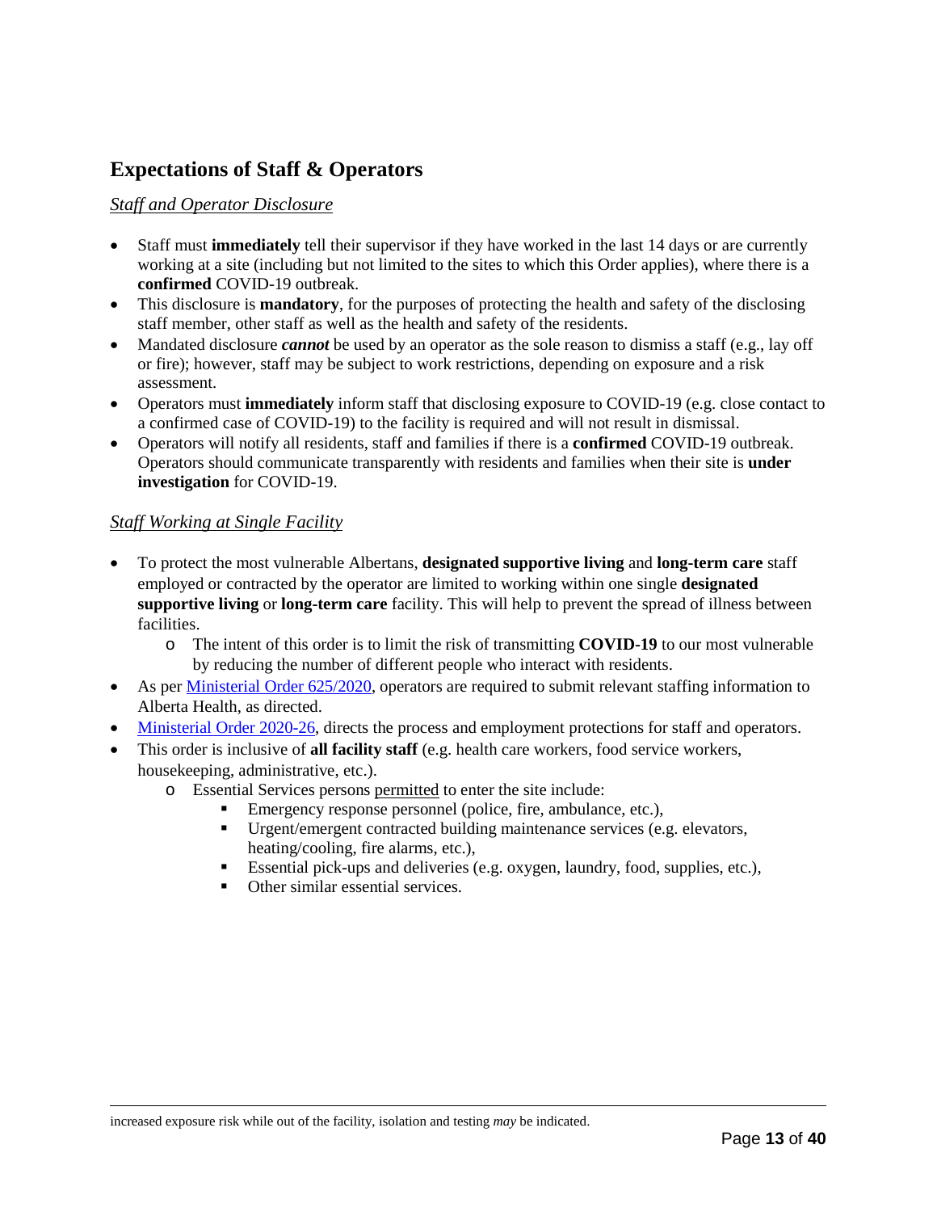## Expectations of Staff & Operators

*Staff and Operator Disclosure*

- Staff must **immediately** tell their supervisor if they have worked in the last 14 days or are currently working at a site (including but not limited to the sites to which this Order applies), where there is a **confirmed** COVID-19 outbreak.
- This disclosure is **mandatory**, for the purposes of protecting the health and safety of the disclosing staff member, other staff as well as the health and safety of the residents.
- Mandated disclosure ***cannot*** be used by an operator as the sole reason to dismiss a staff (e.g., lay off or fire); however, staff may be subject to work restrictions, depending on exposure and a risk assessment.
- Operators must **immediately** inform staff that disclosing exposure to COVID-19 (e.g. close contact to a confirmed case of COVID-19) to the facility is required and will not result in dismissal.
- Operators will notify all residents, staff and families if there is a **confirmed** COVID-19 outbreak. Operators should communicate transparently with residents and families when their site is **under investigation** for COVID-19.

*Staff Working at Single Facility*

- To protect the most vulnerable Albertans, **designated supportive living** and **long-term care** staff employed or contracted by the operator are limited to working within one single **designated supportive living** or **long-term care** facility. This will help to prevent the spread of illness between facilities.
  - The intent of this order is to limit the risk of transmitting **COVID-19** to our most vulnerable by reducing the number of different people who interact with residents.
- As per Ministerial Order 625/2020, operators are required to submit relevant staffing information to Alberta Health, as directed.
- Ministerial Order 2020-26, directs the process and employment protections for staff and operators.
- This order is inclusive of **all facility staff** (e.g. health care workers, food service workers, housekeeping, administrative, etc.).
  - Essential Services persons permitted to enter the site include:
    - Emergency response personnel (police, fire, ambulance, etc.),
    - Urgent/emergent contracted building maintenance services (e.g. elevators, heating/cooling, fire alarms, etc.),
    - Essential pick-ups and deliveries (e.g. oxygen, laundry, food, supplies, etc.),
    - Other similar essential services.

---

increased exposure risk while out of the facility, isolation and testing *may* be indicated.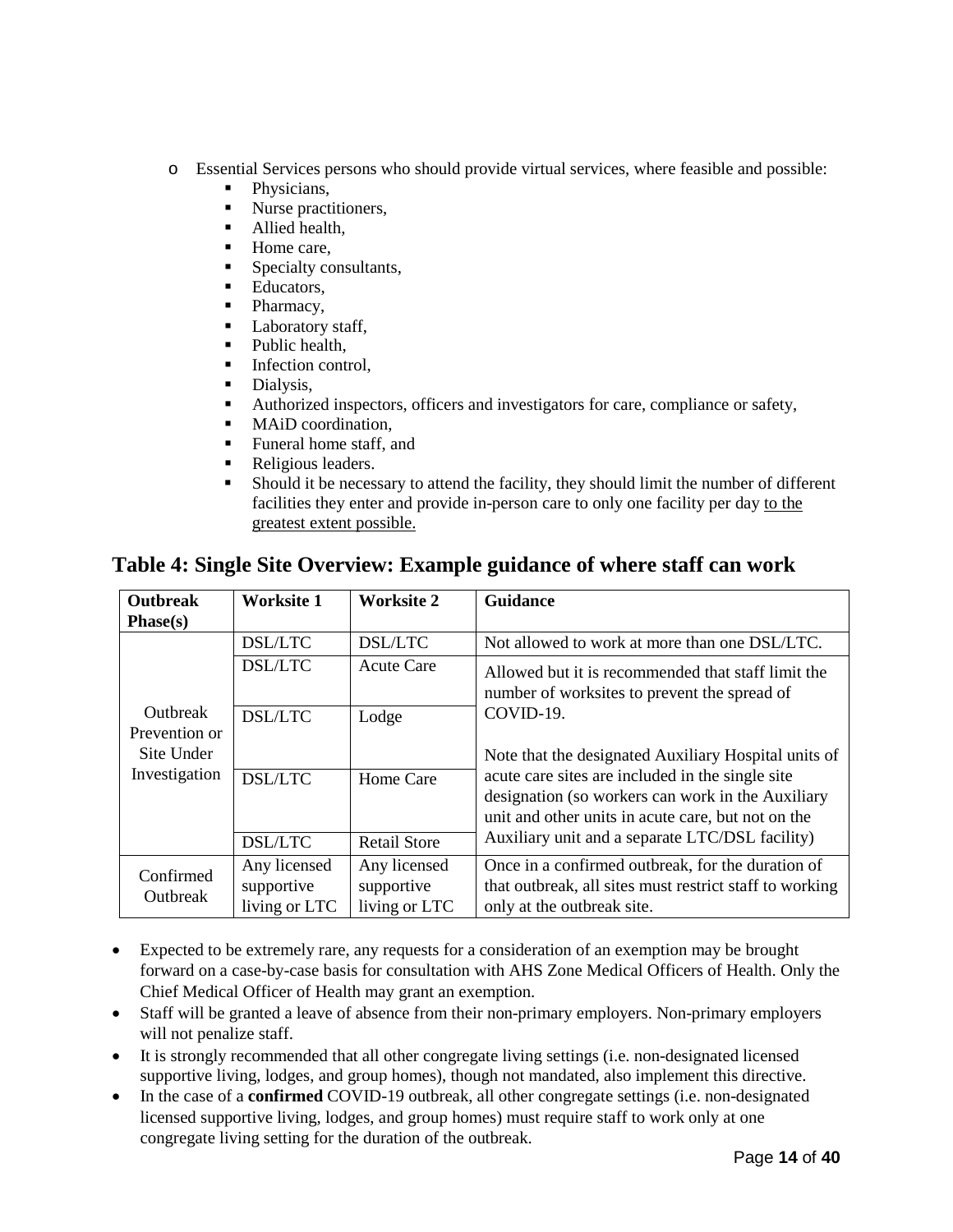- Essential Services persons who should provide virtual services, where feasible and possible:
  - Physicians,
  - Nurse practitioners,
  - Allied health,
  - Home care,
  - Specialty consultants,
  - Educators,
  - Pharmacy,
  - Laboratory staff,
  - Public health,
  - Infection control,
  - Dialysis,
  - Authorized inspectors, officers and investigators for care, compliance or safety,
  - MAiD coordination,
  - Funeral home staff, and
  - Religious leaders.
  - Should it be necessary to attend the facility, they should limit the number of different facilities they enter and provide in-person care to only one facility per day to the greatest extent possible.

## Table 4: Single Site Overview: Example guidance of where staff can work

| Outbreak Phase(s) | Worksite 1 | Worksite 2 | Guidance |
|---|---|---|---|
| Outbreak Prevention or Site Under Investigation | DSL/LTC | DSL/LTC | Not allowed to work at more than one DSL/LTC. |
| | DSL/LTC | Acute Care | Allowed but it is recommended that staff limit the number of worksites to prevent the spread of COVID-19.<br><br>Note that the designated Auxiliary Hospital units of acute care sites are included in the single site designation (so workers can work in the Auxiliary unit and other units in acute care, but not on the Auxiliary unit and a separate LTC/DSL facility) |
| | DSL/LTC | Lodge | |
| | DSL/LTC | Home Care | |
| | DSL/LTC | Retail Store | |
| Confirmed Outbreak | Any licensed supportive living or LTC | Any licensed supportive living or LTC | Once in a confirmed outbreak, for the duration of that outbreak, all sites must restrict staff to working only at the outbreak site. |

- Expected to be extremely rare, any requests for a consideration of an exemption may be brought forward on a case-by-case basis for consultation with AHS Zone Medical Officers of Health. Only the Chief Medical Officer of Health may grant an exemption.
- Staff will be granted a leave of absence from their non-primary employers. Non-primary employers will not penalize staff.
- It is strongly recommended that all other congregate living settings (i.e. non-designated licensed supportive living, lodges, and group homes), though not mandated, also implement this directive.
- In the case of a **confirmed** COVID-19 outbreak, all other congregate settings (i.e. non-designated licensed supportive living, lodges, and group homes) must require staff to work only at one congregate living setting for the duration of the outbreak.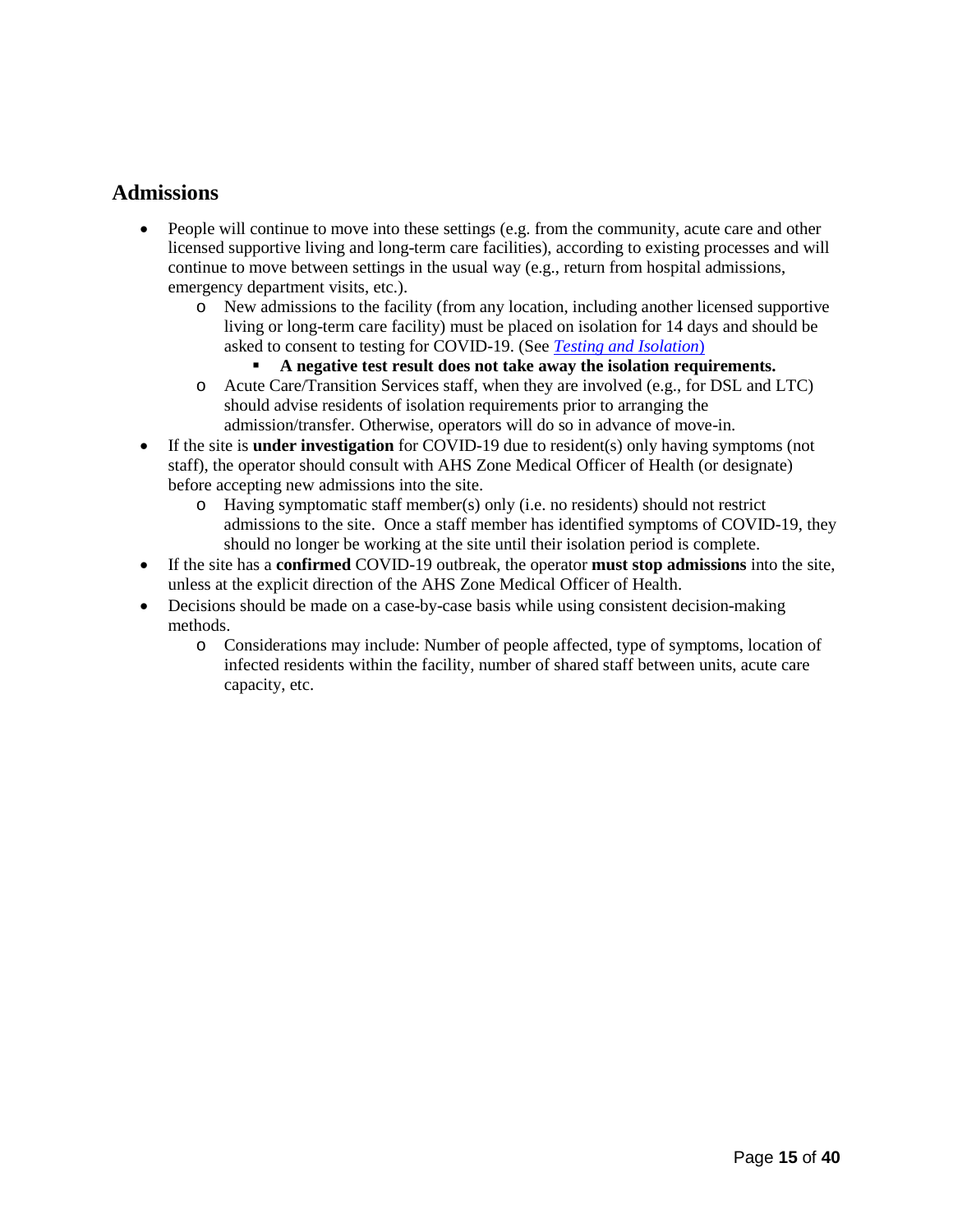## Admissions

- People will continue to move into these settings (e.g. from the community, acute care and other licensed supportive living and long-term care facilities), according to existing processes and will continue to move between settings in the usual way (e.g., return from hospital admissions, emergency department visits, etc.).
  - New admissions to the facility (from any location, including another licensed supportive living or long-term care facility) must be placed on isolation for 14 days and should be asked to consent to testing for COVID-19. (See *Testing and Isolation*)
    - **A negative test result does not take away the isolation requirements.**
  - Acute Care/Transition Services staff, when they are involved (e.g., for DSL and LTC) should advise residents of isolation requirements prior to arranging the admission/transfer. Otherwise, operators will do so in advance of move-in.
- If the site is **under investigation** for COVID-19 due to resident(s) only having symptoms (not staff), the operator should consult with AHS Zone Medical Officer of Health (or designate) before accepting new admissions into the site.
  - Having symptomatic staff member(s) only (i.e. no residents) should not restrict admissions to the site. Once a staff member has identified symptoms of COVID-19, they should no longer be working at the site until their isolation period is complete.
- If the site has a **confirmed** COVID-19 outbreak, the operator **must stop admissions** into the site, unless at the explicit direction of the AHS Zone Medical Officer of Health.
- Decisions should be made on a case-by-case basis while using consistent decision-making methods.
  - Considerations may include: Number of people affected, type of symptoms, location of infected residents within the facility, number of shared staff between units, acute care capacity, etc.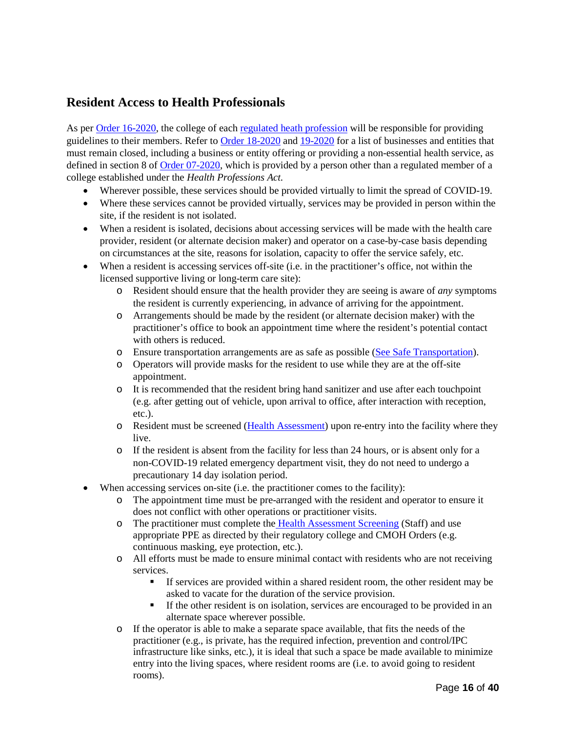## Resident Access to Health Professionals

As per Order 16-2020, the college of each regulated heath profession will be responsible for providing guidelines to their members. Refer to Order 18-2020 and 19-2020 for a list of businesses and entities that must remain closed, including a business or entity offering or providing a non-essential health service, as defined in section 8 of Order 07-2020, which is provided by a person other than a regulated member of a college established under the *Health Professions Act.*

- Wherever possible, these services should be provided virtually to limit the spread of COVID-19.
- Where these services cannot be provided virtually, services may be provided in person within the site, if the resident is not isolated.
- When a resident is isolated, decisions about accessing services will be made with the health care provider, resident (or alternate decision maker) and operator on a case-by-case basis depending on circumstances at the site, reasons for isolation, capacity to offer the service safely, etc.
- When a resident is accessing services off-site (i.e. in the practitioner's office, not within the licensed supportive living or long-term care site):
  - Resident should ensure that the health provider they are seeing is aware of *any* symptoms the resident is currently experiencing, in advance of arriving for the appointment.
  - Arrangements should be made by the resident (or alternate decision maker) with the practitioner's office to book an appointment time where the resident's potential contact with others is reduced.
  - Ensure transportation arrangements are as safe as possible (See Safe Transportation).
  - Operators will provide masks for the resident to use while they are at the off-site appointment.
  - It is recommended that the resident bring hand sanitizer and use after each touchpoint (e.g. after getting out of vehicle, upon arrival to office, after interaction with reception, etc.).
  - Resident must be screened (Health Assessment) upon re-entry into the facility where they live.
  - If the resident is absent from the facility for less than 24 hours, or is absent only for a non-COVID-19 related emergency department visit, they do not need to undergo a precautionary 14 day isolation period.
- When accessing services on-site (i.e. the practitioner comes to the facility):
  - The appointment time must be pre-arranged with the resident and operator to ensure it does not conflict with other operations or practitioner visits.
  - The practitioner must complete the Health Assessment Screening (Staff) and use appropriate PPE as directed by their regulatory college and CMOH Orders (e.g. continuous masking, eye protection, etc.).
  - All efforts must be made to ensure minimal contact with residents who are not receiving services.
    - If services are provided within a shared resident room, the other resident may be asked to vacate for the duration of the service provision.
    - If the other resident is on isolation, services are encouraged to be provided in an alternate space wherever possible.
  - If the operator is able to make a separate space available, that fits the needs of the practitioner (e.g., is private, has the required infection, prevention and control/IPC infrastructure like sinks, etc.), it is ideal that such a space be made available to minimize entry into the living spaces, where resident rooms are (i.e. to avoid going to resident rooms).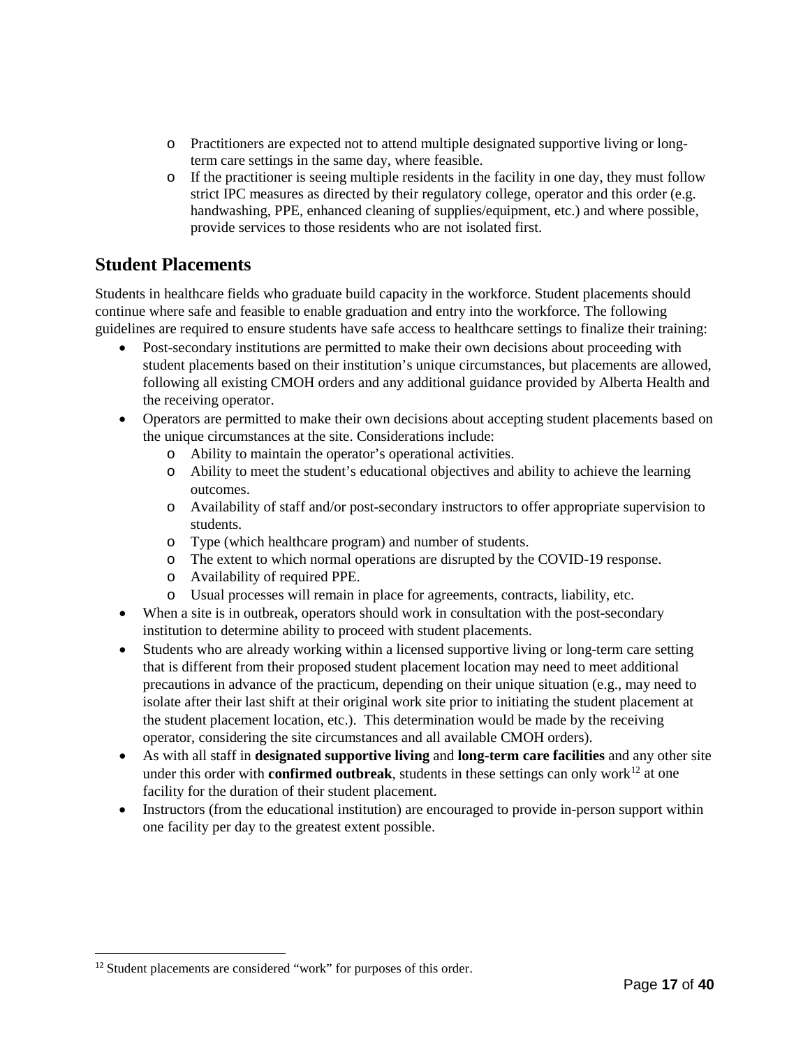- Practitioners are expected not to attend multiple designated supportive living or long-term care settings in the same day, where feasible.
- If the practitioner is seeing multiple residents in the facility in one day, they must follow strict IPC measures as directed by their regulatory college, operator and this order (e.g. handwashing, PPE, enhanced cleaning of supplies/equipment, etc.) and where possible, provide services to those residents who are not isolated first.

## Student Placements

Students in healthcare fields who graduate build capacity in the workforce. Student placements should continue where safe and feasible to enable graduation and entry into the workforce. The following guidelines are required to ensure students have safe access to healthcare settings to finalize their training:

- Post-secondary institutions are permitted to make their own decisions about proceeding with student placements based on their institution's unique circumstances, but placements are allowed, following all existing CMOH orders and any additional guidance provided by Alberta Health and the receiving operator.
- Operators are permitted to make their own decisions about accepting student placements based on the unique circumstances at the site. Considerations include:
  - Ability to maintain the operator's operational activities.
  - Ability to meet the student's educational objectives and ability to achieve the learning outcomes.
  - Availability of staff and/or post-secondary instructors to offer appropriate supervision to students.
  - Type (which healthcare program) and number of students.
  - The extent to which normal operations are disrupted by the COVID-19 response.
  - Availability of required PPE.
  - Usual processes will remain in place for agreements, contracts, liability, etc.
- When a site is in outbreak, operators should work in consultation with the post-secondary institution to determine ability to proceed with student placements.
- Students who are already working within a licensed supportive living or long-term care setting that is different from their proposed student placement location may need to meet additional precautions in advance of the practicum, depending on their unique situation (e.g., may need to isolate after their last shift at their original work site prior to initiating the student placement at the student placement location, etc.). This determination would be made by the receiving operator, considering the site circumstances and all available CMOH orders).
- As with all staff in **designated supportive living** and **long-term care facilities** and any other site under this order with **confirmed outbreak**, students in these settings can only work[12] at one facility for the duration of their student placement.
- Instructors (from the educational institution) are encouraged to provide in-person support within one facility per day to the greatest extent possible.

[12] Student placements are considered "work" for purposes of this order.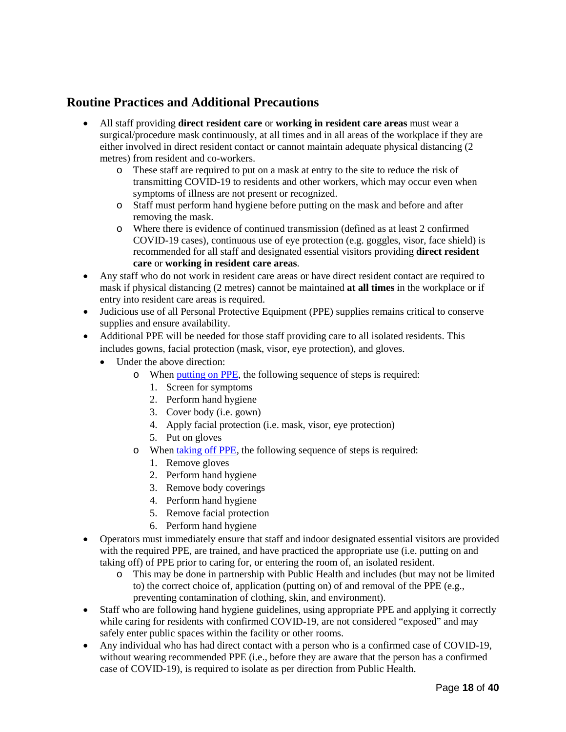## Routine Practices and Additional Precautions

- All staff providing **direct resident care** or **working in resident care areas** must wear a surgical/procedure mask continuously, at all times and in all areas of the workplace if they are either involved in direct resident contact or cannot maintain adequate physical distancing (2 metres) from resident and co-workers.
  - These staff are required to put on a mask at entry to the site to reduce the risk of transmitting COVID-19 to residents and other workers, which may occur even when symptoms of illness are not present or recognized.
  - Staff must perform hand hygiene before putting on the mask and before and after removing the mask.
  - Where there is evidence of continued transmission (defined as at least 2 confirmed COVID-19 cases), continuous use of eye protection (e.g. goggles, visor, face shield) is recommended for all staff and designated essential visitors providing **direct resident care** or **working in resident care areas**.
- Any staff who do not work in resident care areas or have direct resident contact are required to mask if physical distancing (2 metres) cannot be maintained **at all times** in the workplace or if entry into resident care areas is required.
- Judicious use of all Personal Protective Equipment (PPE) supplies remains critical to conserve supplies and ensure availability.
- Additional PPE will be needed for those staff providing care to all isolated residents. This includes gowns, facial protection (mask, visor, eye protection), and gloves.
  - Under the above direction:
    - When [putting on PPE](), the following sequence of steps is required:
      1. Screen for symptoms
      2. Perform hand hygiene
      3. Cover body (i.e. gown)
      4. Apply facial protection (i.e. mask, visor, eye protection)
      5. Put on gloves
    - When [taking off PPE](), the following sequence of steps is required:
      1. Remove gloves
      2. Perform hand hygiene
      3. Remove body coverings
      4. Perform hand hygiene
      5. Remove facial protection
      6. Perform hand hygiene
- Operators must immediately ensure that staff and indoor designated essential visitors are provided with the required PPE, are trained, and have practiced the appropriate use (i.e. putting on and taking off) of PPE prior to caring for, or entering the room of, an isolated resident.
  - This may be done in partnership with Public Health and includes (but may not be limited to) the correct choice of, application (putting on) of and removal of the PPE (e.g., preventing contamination of clothing, skin, and environment).
- Staff who are following hand hygiene guidelines, using appropriate PPE and applying it correctly while caring for residents with confirmed COVID-19, are not considered "exposed" and may safely enter public spaces within the facility or other rooms.
- Any individual who has had direct contact with a person who is a confirmed case of COVID-19, without wearing recommended PPE (i.e., before they are aware that the person has a confirmed case of COVID-19), is required to isolate as per direction from Public Health.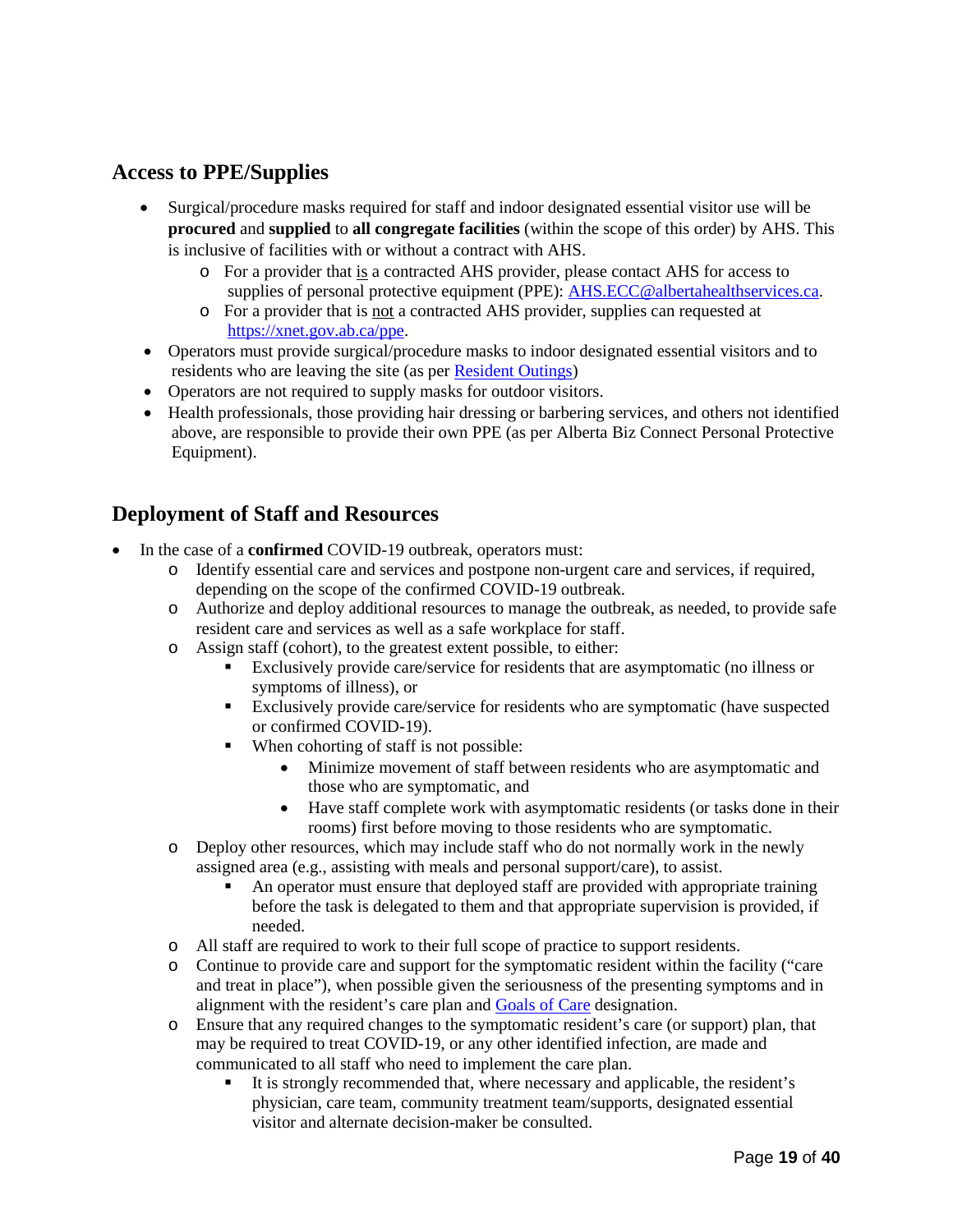## Access to PPE/Supplies

- Surgical/procedure masks required for staff and indoor designated essential visitor use will be **procured** and **supplied** to **all congregate facilities** (within the scope of this order) by AHS. This is inclusive of facilities with or without a contract with AHS.
  - For a provider that is a contracted AHS provider, please contact AHS for access to supplies of personal protective equipment (PPE): [AHS.ECC@albertahealthservices.ca](mailto:AHS.ECC@albertahealthservices.ca).
  - For a provider that is not a contracted AHS provider, supplies can requested at [https://xnet.gov.ab.ca/ppe](https://xnet.gov.ab.ca/ppe).
- Operators must provide surgical/procedure masks to indoor designated essential visitors and to residents who are leaving the site (as per Resident Outings)
- Operators are not required to supply masks for outdoor visitors.
- Health professionals, those providing hair dressing or barbering services, and others not identified above, are responsible to provide their own PPE (as per Alberta Biz Connect Personal Protective Equipment).

## Deployment of Staff and Resources

- In the case of a **confirmed** COVID-19 outbreak, operators must:
  - Identify essential care and services and postpone non-urgent care and services, if required, depending on the scope of the confirmed COVID-19 outbreak.
  - Authorize and deploy additional resources to manage the outbreak, as needed, to provide safe resident care and services as well as a safe workplace for staff.
  - Assign staff (cohort), to the greatest extent possible, to either:
    - Exclusively provide care/service for residents that are asymptomatic (no illness or symptoms of illness), or
    - Exclusively provide care/service for residents who are symptomatic (have suspected or confirmed COVID-19).
    - When cohorting of staff is not possible:
      - Minimize movement of staff between residents who are asymptomatic and those who are symptomatic, and
      - Have staff complete work with asymptomatic residents (or tasks done in their rooms) first before moving to those residents who are symptomatic.
  - Deploy other resources, which may include staff who do not normally work in the newly assigned area (e.g., assisting with meals and personal support/care), to assist.
    - An operator must ensure that deployed staff are provided with appropriate training before the task is delegated to them and that appropriate supervision is provided, if needed.
  - All staff are required to work to their full scope of practice to support residents.
  - Continue to provide care and support for the symptomatic resident within the facility ("care and treat in place"), when possible given the seriousness of the presenting symptoms and in alignment with the resident's care plan and Goals of Care designation.
  - Ensure that any required changes to the symptomatic resident's care (or support) plan, that may be required to treat COVID-19, or any other identified infection, are made and communicated to all staff who need to implement the care plan.
    - It is strongly recommended that, where necessary and applicable, the resident's physician, care team, community treatment team/supports, designated essential visitor and alternate decision-maker be consulted.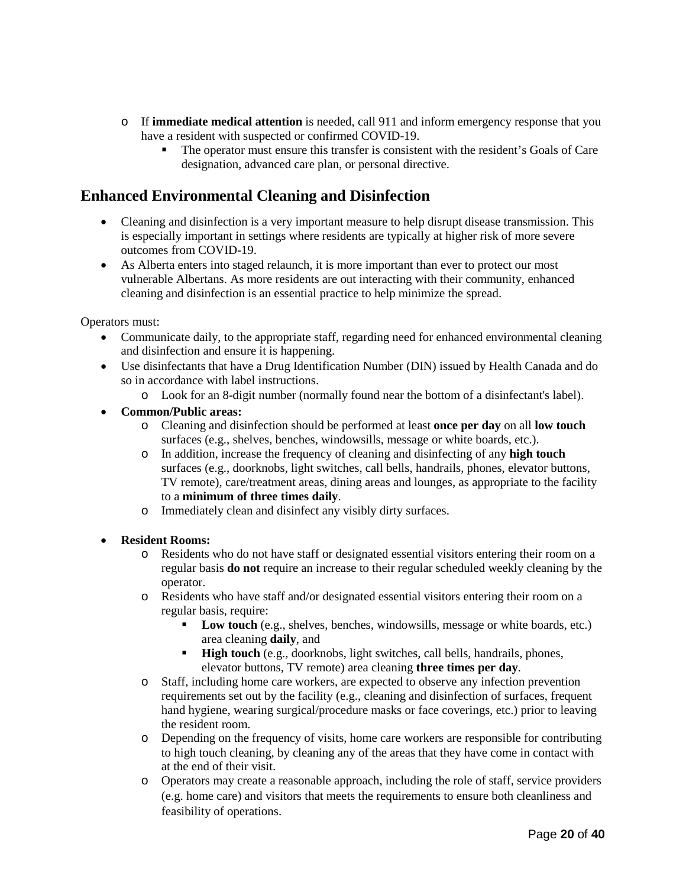- If **immediate medical attention** is needed, call 911 and inform emergency response that you have a resident with suspected or confirmed COVID-19.
        - The operator must ensure this transfer is consistent with the resident's Goals of Care designation, advanced care plan, or personal directive.

## Enhanced Environmental Cleaning and Disinfection

- Cleaning and disinfection is a very important measure to help disrupt disease transmission. This is especially important in settings where residents are typically at higher risk of more severe outcomes from COVID-19.
- As Alberta enters into staged relaunch, it is more important than ever to protect our most vulnerable Albertans. As more residents are out interacting with their community, enhanced cleaning and disinfection is an essential practice to help minimize the spread.

Operators must:

- Communicate daily, to the appropriate staff, regarding need for enhanced environmental cleaning and disinfection and ensure it is happening.
- Use disinfectants that have a Drug Identification Number (DIN) issued by Health Canada and do so in accordance with label instructions.
    - Look for an 8-digit number (normally found near the bottom of a disinfectant's label).
- **Common/Public areas:**
    - Cleaning and disinfection should be performed at least **once per day** on all **low touch** surfaces (e.g., shelves, benches, windowsills, message or white boards, etc.).
    - In addition, increase the frequency of cleaning and disinfecting of any **high touch** surfaces (e.g., doorknobs, light switches, call bells, handrails, phones, elevator buttons, TV remote), care/treatment areas, dining areas and lounges, as appropriate to the facility to a **minimum of three times daily**.
    - Immediately clean and disinfect any visibly dirty surfaces.
- **Resident Rooms:**
    - Residents who do not have staff or designated essential visitors entering their room on a regular basis **do not** require an increase to their regular scheduled weekly cleaning by the operator.
    - Residents who have staff and/or designated essential visitors entering their room on a regular basis, require:
        - **Low touch** (e.g., shelves, benches, windowsills, message or white boards, etc.) area cleaning **daily**, and
        - **High touch** (e.g., doorknobs, light switches, call bells, handrails, phones, elevator buttons, TV remote) area cleaning **three times per day**.
    - Staff, including home care workers, are expected to observe any infection prevention requirements set out by the facility (e.g., cleaning and disinfection of surfaces, frequent hand hygiene, wearing surgical/procedure masks or face coverings, etc.) prior to leaving the resident room.
    - Depending on the frequency of visits, home care workers are responsible for contributing to high touch cleaning, by cleaning any of the areas that they have come in contact with at the end of their visit.
    - Operators may create a reasonable approach, including the role of staff, service providers (e.g. home care) and visitors that meets the requirements to ensure both cleanliness and feasibility of operations.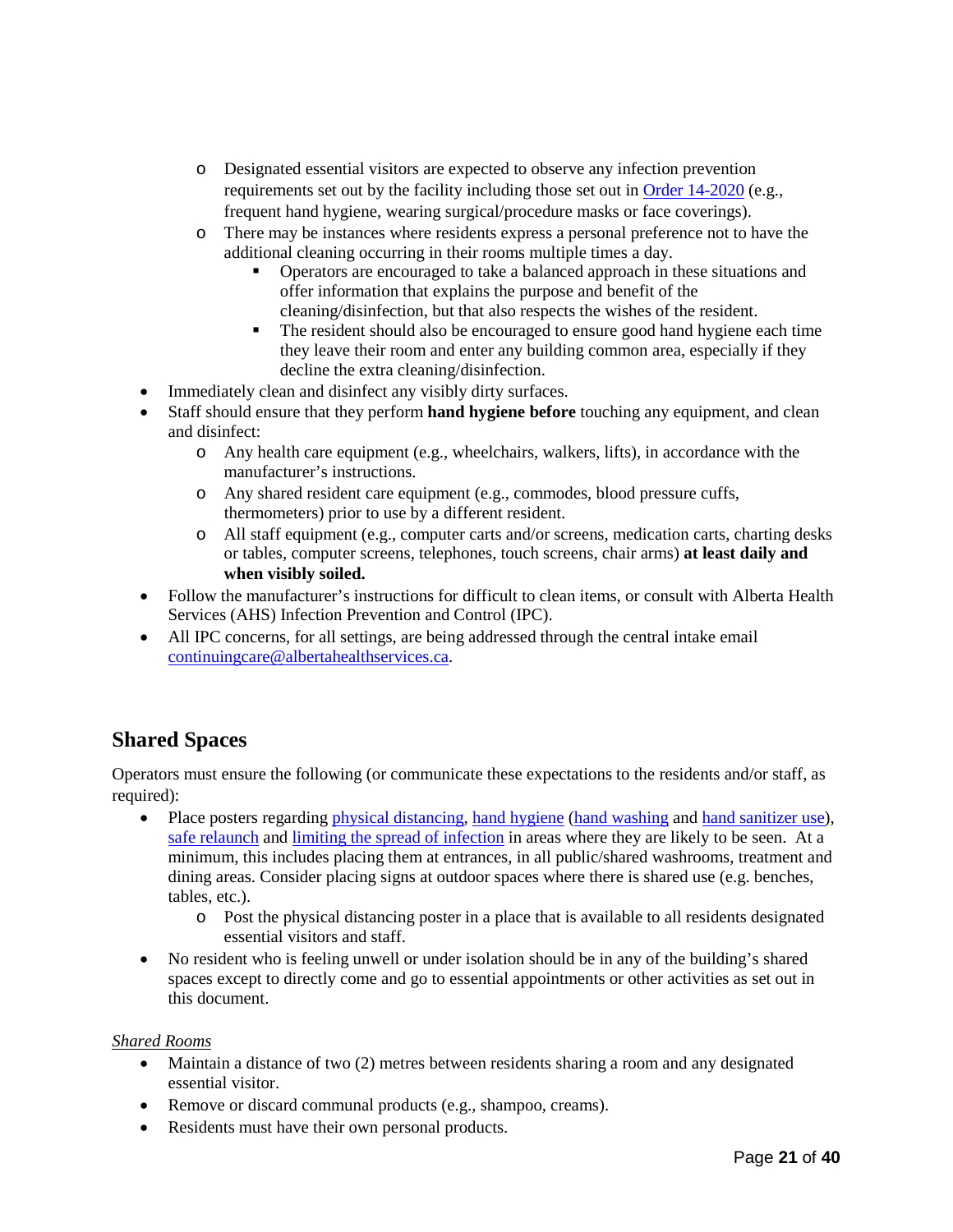- Designated essential visitors are expected to observe any infection prevention requirements set out by the facility including those set out in Order 14-2020 (e.g., frequent hand hygiene, wearing surgical/procedure masks or face coverings).
    - There may be instances where residents express a personal preference not to have the additional cleaning occurring in their rooms multiple times a day.
        - Operators are encouraged to take a balanced approach in these situations and offer information that explains the purpose and benefit of the cleaning/disinfection, but that also respects the wishes of the resident.
        - The resident should also be encouraged to ensure good hand hygiene each time they leave their room and enter any building common area, especially if they decline the extra cleaning/disinfection.
- Immediately clean and disinfect any visibly dirty surfaces.
- Staff should ensure that they perform **hand hygiene before** touching any equipment, and clean and disinfect:
    - Any health care equipment (e.g., wheelchairs, walkers, lifts), in accordance with the manufacturer's instructions.
    - Any shared resident care equipment (e.g., commodes, blood pressure cuffs, thermometers) prior to use by a different resident.
    - All staff equipment (e.g., computer carts and/or screens, medication carts, charting desks or tables, computer screens, telephones, touch screens, chair arms) **at least daily and when visibly soiled.**
- Follow the manufacturer's instructions for difficult to clean items, or consult with Alberta Health Services (AHS) Infection Prevention and Control (IPC).
- All IPC concerns, for all settings, are being addressed through the central intake email continuingcare@albertahealthservices.ca.

## Shared Spaces

Operators must ensure the following (or communicate these expectations to the residents and/or staff, as required):

- Place posters regarding physical distancing, hand hygiene (hand washing and hand sanitizer use), safe relaunch and limiting the spread of infection in areas where they are likely to be seen. At a minimum, this includes placing them at entrances, in all public/shared washrooms, treatment and dining areas. Consider placing signs at outdoor spaces where there is shared use (e.g. benches, tables, etc.).
    - Post the physical distancing poster in a place that is available to all residents designated essential visitors and staff.
- No resident who is feeling unwell or under isolation should be in any of the building's shared spaces except to directly come and go to essential appointments or other activities as set out in this document.

*Shared Rooms*

- Maintain a distance of two (2) metres between residents sharing a room and any designated essential visitor.
- Remove or discard communal products (e.g., shampoo, creams).
- Residents must have their own personal products.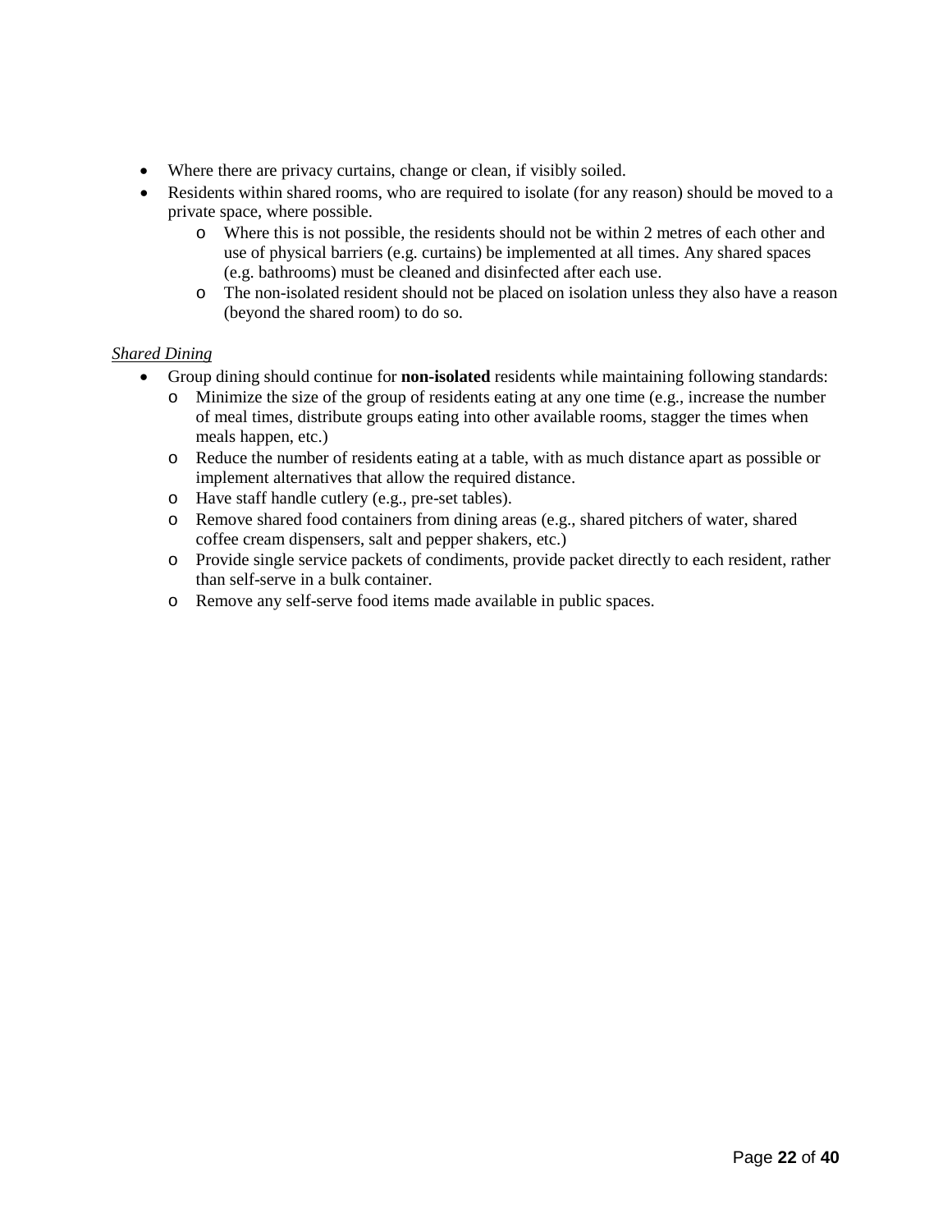- Where there are privacy curtains, change or clean, if visibly soiled.
- Residents within shared rooms, who are required to isolate (for any reason) should be moved to a private space, where possible.
    - Where this is not possible, the residents should not be within 2 metres of each other and use of physical barriers (e.g. curtains) be implemented at all times. Any shared spaces (e.g. bathrooms) must be cleaned and disinfected after each use.
    - The non-isolated resident should not be placed on isolation unless they also have a reason (beyond the shared room) to do so.

*Shared Dining*

- Group dining should continue for **non-isolated** residents while maintaining following standards:
    - Minimize the size of the group of residents eating at any one time (e.g., increase the number of meal times, distribute groups eating into other available rooms, stagger the times when meals happen, etc.)
    - Reduce the number of residents eating at a table, with as much distance apart as possible or implement alternatives that allow the required distance.
    - Have staff handle cutlery (e.g., pre-set tables).
    - Remove shared food containers from dining areas (e.g., shared pitchers of water, shared coffee cream dispensers, salt and pepper shakers, etc.)
    - Provide single service packets of condiments, provide packet directly to each resident, rather than self-serve in a bulk container.
    - Remove any self-serve food items made available in public spaces.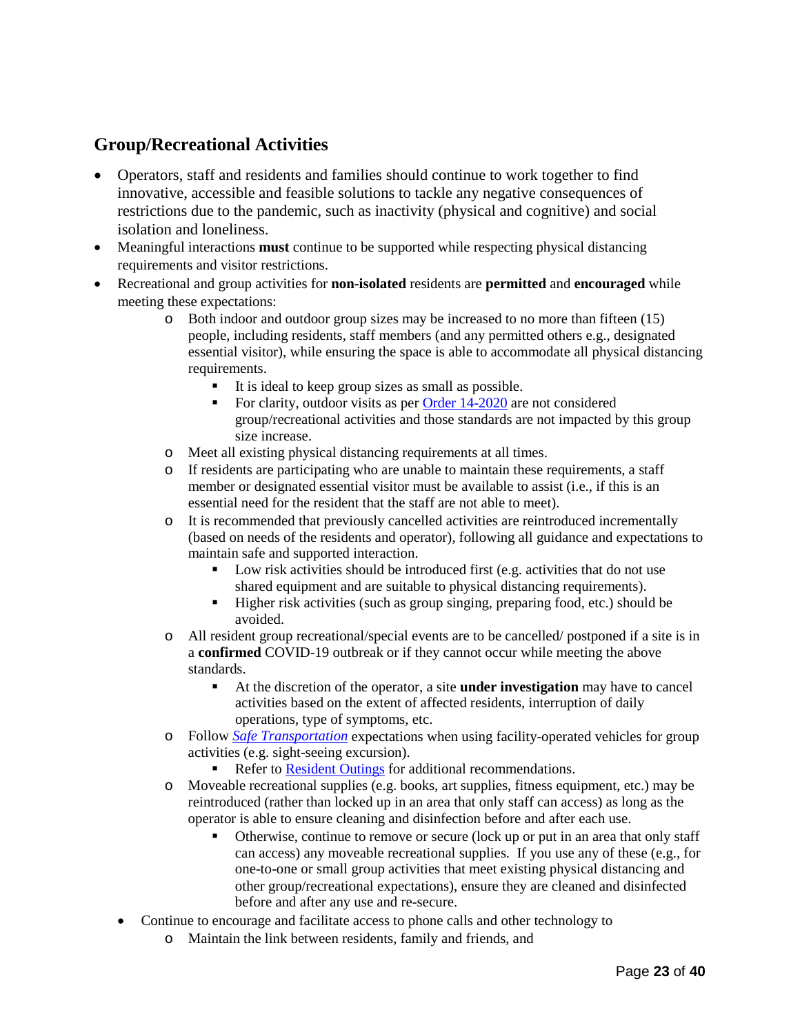## Group/Recreational Activities

- Operators, staff and residents and families should continue to work together to find innovative, accessible and feasible solutions to tackle any negative consequences of restrictions due to the pandemic, such as inactivity (physical and cognitive) and social isolation and loneliness.
- Meaningful interactions **must** continue to be supported while respecting physical distancing requirements and visitor restrictions.
- Recreational and group activities for **non-isolated** residents are **permitted** and **encouraged** while meeting these expectations:
  - Both indoor and outdoor group sizes may be increased to no more than fifteen (15) people, including residents, staff members (and any permitted others e.g., designated essential visitor), while ensuring the space is able to accommodate all physical distancing requirements.
    - It is ideal to keep group sizes as small as possible.
    - For clarity, outdoor visits as per [Order 14-2020]() are not considered group/recreational activities and those standards are not impacted by this group size increase.
  - Meet all existing physical distancing requirements at all times.
  - If residents are participating who are unable to maintain these requirements, a staff member or designated essential visitor must be available to assist (i.e., if this is an essential need for the resident that the staff are not able to meet).
  - It is recommended that previously cancelled activities are reintroduced incrementally (based on needs of the residents and operator), following all guidance and expectations to maintain safe and supported interaction.
    - Low risk activities should be introduced first (e.g. activities that do not use shared equipment and are suitable to physical distancing requirements).
    - Higher risk activities (such as group singing, preparing food, etc.) should be avoided.
  - All resident group recreational/special events are to be cancelled/ postponed if a site is in a **confirmed** COVID-19 outbreak or if they cannot occur while meeting the above standards.
    - At the discretion of the operator, a site **under investigation** may have to cancel activities based on the extent of affected residents, interruption of daily operations, type of symptoms, etc.
  - Follow [*Safe Transportation*]() expectations when using facility-operated vehicles for group activities (e.g. sight-seeing excursion).
    - Refer to [Resident Outings]() for additional recommendations.
  - Moveable recreational supplies (e.g. books, art supplies, fitness equipment, etc.) may be reintroduced (rather than locked up in an area that only staff can access) as long as the operator is able to ensure cleaning and disinfection before and after each use.
    - Otherwise, continue to remove or secure (lock up or put in an area that only staff can access) any moveable recreational supplies. If you use any of these (e.g., for one-to-one or small group activities that meet existing physical distancing and other group/recreational expectations), ensure they are cleaned and disinfected before and after any use and re-secure.
- Continue to encourage and facilitate access to phone calls and other technology to
  - Maintain the link between residents, family and friends, and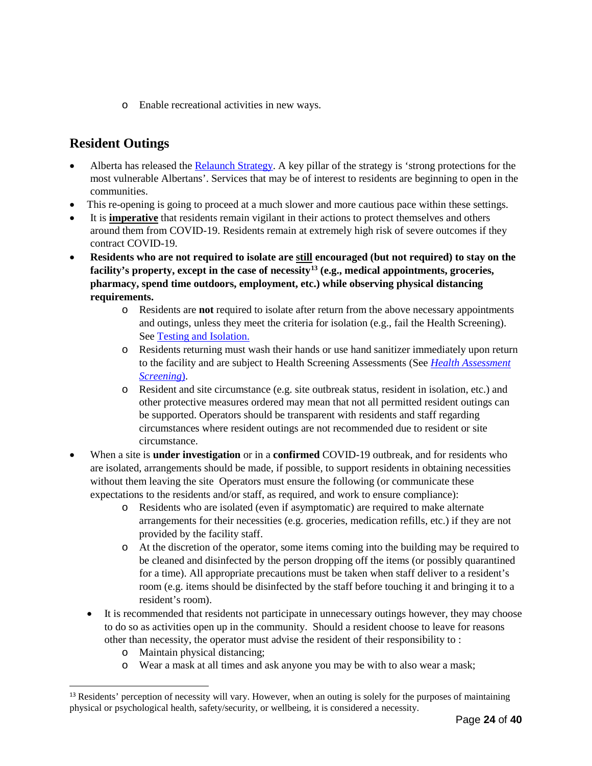- Enable recreational activities in new ways.

## Resident Outings

- Alberta has released the Relaunch Strategy. A key pillar of the strategy is 'strong protections for the most vulnerable Albertans'. Services that may be of interest to residents are beginning to open in the communities.
- This re-opening is going to proceed at a much slower and more cautious pace within these settings.
- It is **imperative** that residents remain vigilant in their actions to protect themselves and others around them from COVID-19. Residents remain at extremely high risk of severe outcomes if they contract COVID-19.
- **Residents who are not required to isolate are still encouraged (but not required) to stay on the facility's property, except in the case of necessity[13] (e.g., medical appointments, groceries, pharmacy, spend time outdoors, employment, etc.) while observing physical distancing requirements.**
    - Residents are **not** required to isolate after return from the above necessary appointments and outings, unless they meet the criteria for isolation (e.g., fail the Health Screening). See Testing and Isolation.
    - Residents returning must wash their hands or use hand sanitizer immediately upon return to the facility and are subject to Health Screening Assessments (See *Health Assessment Screening*).
    - Resident and site circumstance (e.g. site outbreak status, resident in isolation, etc.) and other protective measures ordered may mean that not all permitted resident outings can be supported. Operators should be transparent with residents and staff regarding circumstances where resident outings are not recommended due to resident or site circumstance.
- When a site is **under investigation** or in a **confirmed** COVID-19 outbreak, and for residents who are isolated, arrangements should be made, if possible, to support residents in obtaining necessities without them leaving the site Operators must ensure the following (or communicate these expectations to the residents and/or staff, as required, and work to ensure compliance):
    - Residents who are isolated (even if asymptomatic) are required to make alternate arrangements for their necessities (e.g. groceries, medication refills, etc.) if they are not provided by the facility staff.
    - At the discretion of the operator, some items coming into the building may be required to be cleaned and disinfected by the person dropping off the items (or possibly quarantined for a time). All appropriate precautions must be taken when staff deliver to a resident's room (e.g. items should be disinfected by the staff before touching it and bringing it to a resident's room).
- It is recommended that residents not participate in unnecessary outings however, they may choose to do so as activities open up in the community. Should a resident choose to leave for reasons other than necessity, the operator must advise the resident of their responsibility to :
    - Maintain physical distancing;
    - Wear a mask at all times and ask anyone you may be with to also wear a mask;

[13] Residents' perception of necessity will vary. However, when an outing is solely for the purposes of maintaining physical or psychological health, safety/security, or wellbeing, it is considered a necessity.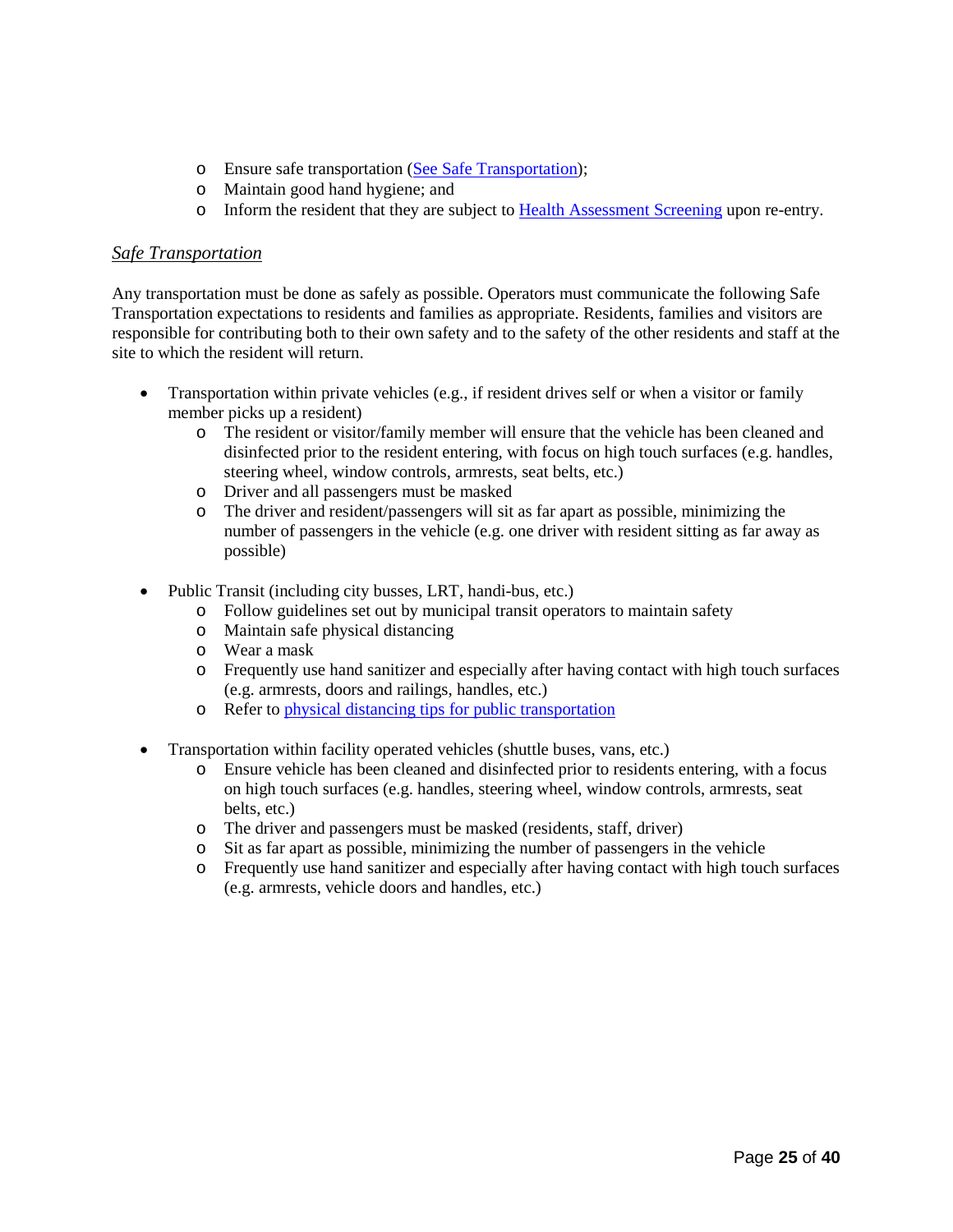- Ensure safe transportation ([See Safe Transportation]());
- Maintain good hand hygiene; and
- Inform the resident that they are subject to [Health Assessment Screening]() upon re-entry.

*Safe Transportation*

Any transportation must be done as safely as possible. Operators must communicate the following Safe Transportation expectations to residents and families as appropriate. Residents, families and visitors are responsible for contributing both to their own safety and to the safety of the other residents and staff at the site to which the resident will return.

- Transportation within private vehicles (e.g., if resident drives self or when a visitor or family member picks up a resident)
  - The resident or visitor/family member will ensure that the vehicle has been cleaned and disinfected prior to the resident entering, with focus on high touch surfaces (e.g. handles, steering wheel, window controls, armrests, seat belts, etc.)
  - Driver and all passengers must be masked
  - The driver and resident/passengers will sit as far apart as possible, minimizing the number of passengers in the vehicle (e.g. one driver with resident sitting as far away as possible)

- Public Transit (including city busses, LRT, handi-bus, etc.)
  - Follow guidelines set out by municipal transit operators to maintain safety
  - Maintain safe physical distancing
  - Wear a mask
  - Frequently use hand sanitizer and especially after having contact with high touch surfaces (e.g. armrests, doors and railings, handles, etc.)
  - Refer to [physical distancing tips for public transportation]()

- Transportation within facility operated vehicles (shuttle buses, vans, etc.)
  - Ensure vehicle has been cleaned and disinfected prior to residents entering, with a focus on high touch surfaces (e.g. handles, steering wheel, window controls, armrests, seat belts, etc.)
  - The driver and passengers must be masked (residents, staff, driver)
  - Sit as far apart as possible, minimizing the number of passengers in the vehicle
  - Frequently use hand sanitizer and especially after having contact with high touch surfaces (e.g. armrests, vehicle doors and handles, etc.)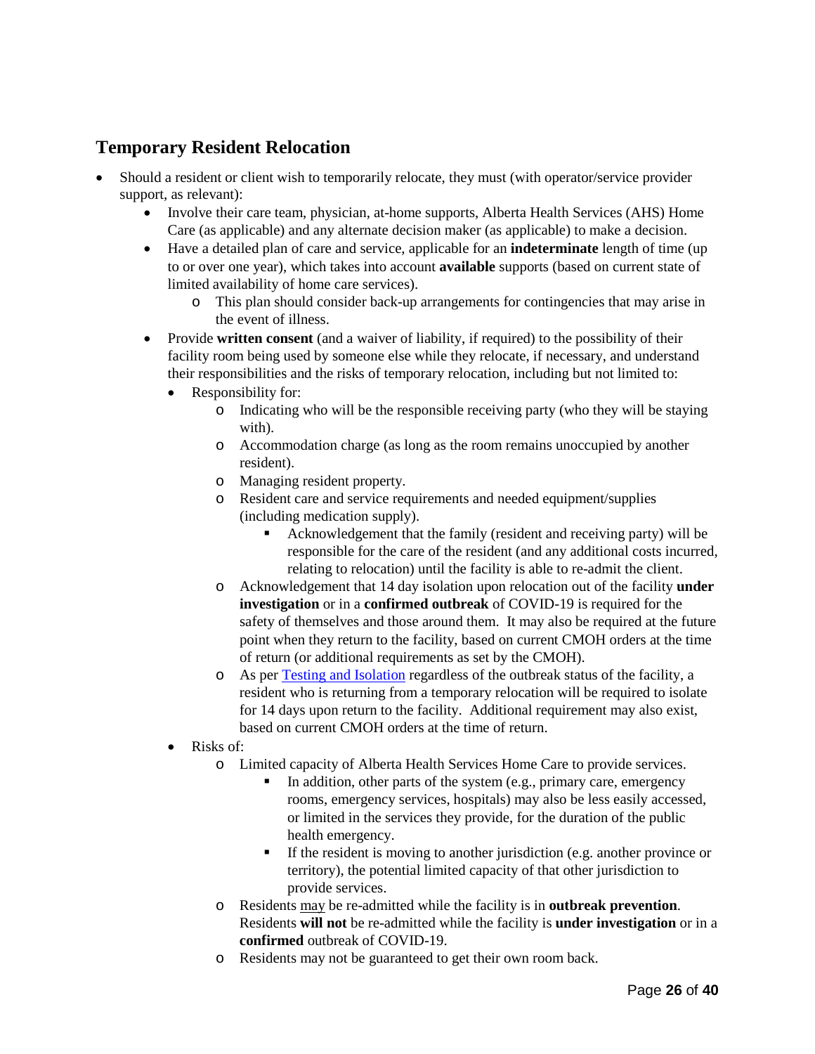## Temporary Resident Relocation

- Should a resident or client wish to temporarily relocate, they must (with operator/service provider support, as relevant):
  - Involve their care team, physician, at-home supports, Alberta Health Services (AHS) Home Care (as applicable) and any alternate decision maker (as applicable) to make a decision.
  - Have a detailed plan of care and service, applicable for an **indeterminate** length of time (up to or over one year), which takes into account **available** supports (based on current state of limited availability of home care services).
    - This plan should consider back-up arrangements for contingencies that may arise in the event of illness.
  - Provide **written consent** (and a waiver of liability, if required) to the possibility of their facility room being used by someone else while they relocate, if necessary, and understand their responsibilities and the risks of temporary relocation, including but not limited to:
    - Responsibility for:
      - Indicating who will be the responsible receiving party (who they will be staying with).
      - Accommodation charge (as long as the room remains unoccupied by another resident).
      - Managing resident property.
      - Resident care and service requirements and needed equipment/supplies (including medication supply).
        - Acknowledgement that the family (resident and receiving party) will be responsible for the care of the resident (and any additional costs incurred, relating to relocation) until the facility is able to re-admit the client.
      - Acknowledgement that 14 day isolation upon relocation out of the facility **under investigation** or in a **confirmed outbreak** of COVID-19 is required for the safety of themselves and those around them. It may also be required at the future point when they return to the facility, based on current CMOH orders at the time of return (or additional requirements as set by the CMOH).
      - As per [Testing and Isolation](#) regardless of the outbreak status of the facility, a resident who is returning from a temporary relocation will be required to isolate for 14 days upon return to the facility. Additional requirement may also exist, based on current CMOH orders at the time of return.
    - Risks of:
      - Limited capacity of Alberta Health Services Home Care to provide services.
        - In addition, other parts of the system (e.g., primary care, emergency rooms, emergency services, hospitals) may also be less easily accessed, or limited in the services they provide, for the duration of the public health emergency.
        - If the resident is moving to another jurisdiction (e.g. another province or territory), the potential limited capacity of that other jurisdiction to provide services.
      - Residents <u>may</u> be re-admitted while the facility is in **outbreak prevention**. Residents **will not** be re-admitted while the facility is **under investigation** or in a **confirmed** outbreak of COVID-19.
      - Residents may not be guaranteed to get their own room back.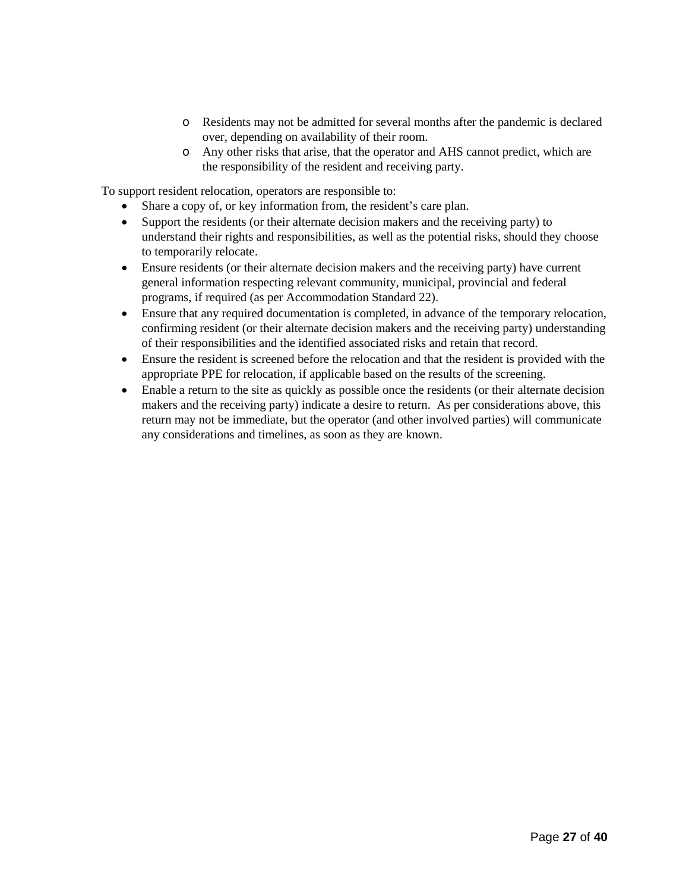- Residents may not be admitted for several months after the pandemic is declared over, depending on availability of their room.
  - Any other risks that arise, that the operator and AHS cannot predict, which are the responsibility of the resident and receiving party.

To support resident relocation, operators are responsible to:

- Share a copy of, or key information from, the resident's care plan.
- Support the residents (or their alternate decision makers and the receiving party) to understand their rights and responsibilities, as well as the potential risks, should they choose to temporarily relocate.
- Ensure residents (or their alternate decision makers and the receiving party) have current general information respecting relevant community, municipal, provincial and federal programs, if required (as per Accommodation Standard 22).
- Ensure that any required documentation is completed, in advance of the temporary relocation, confirming resident (or their alternate decision makers and the receiving party) understanding of their responsibilities and the identified associated risks and retain that record.
- Ensure the resident is screened before the relocation and that the resident is provided with the appropriate PPE for relocation, if applicable based on the results of the screening.
- Enable a return to the site as quickly as possible once the residents (or their alternate decision makers and the receiving party) indicate a desire to return. As per considerations above, this return may not be immediate, but the operator (and other involved parties) will communicate any considerations and timelines, as soon as they are known.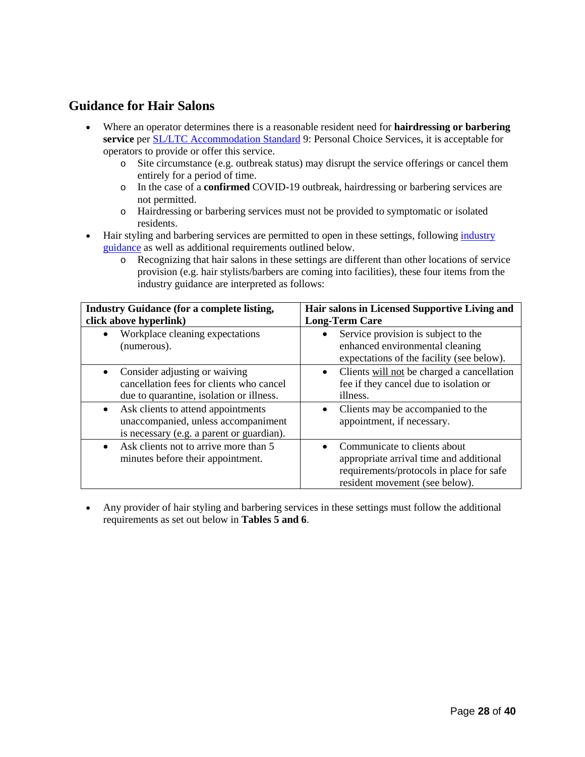## Guidance for Hair Salons

- Where an operator determines there is a reasonable resident need for **hairdressing or barbering service** per [SL/LTC Accommodation Standard]() 9: Personal Choice Services, it is acceptable for operators to provide or offer this service.
    - Site circumstance (e.g. outbreak status) may disrupt the service offerings or cancel them entirely for a period of time.
    - In the case of a **confirmed** COVID-19 outbreak, hairdressing or barbering services are not permitted.
    - Hairdressing or barbering services must not be provided to symptomatic or isolated residents.
- Hair styling and barbering services are permitted to open in these settings, following [industry guidance]() as well as additional requirements outlined below.
    - Recognizing that hair salons in these settings are different than other locations of service provision (e.g. hair stylists/barbers are coming into facilities), these four items from the industry guidance are interpreted as follows:

| Industry Guidance (for a complete listing, click above hyperlink) | Hair salons in Licensed Supportive Living and Long-Term Care |
|---|---|
| • Workplace cleaning expectations (numerous). | • Service provision is subject to the enhanced environmental cleaning expectations of the facility (see below). |
| • Consider adjusting or waiving cancellation fees for clients who cancel due to quarantine, isolation or illness. | • Clients will not be charged a cancellation fee if they cancel due to isolation or illness. |
| • Ask clients to attend appointments unaccompanied, unless accompaniment is necessary (e.g. a parent or guardian). | • Clients may be accompanied to the appointment, if necessary. |
| • Ask clients not to arrive more than 5 minutes before their appointment. | • Communicate to clients about appropriate arrival time and additional requirements/protocols in place for safe resident movement (see below). |

- Any provider of hair styling and barbering services in these settings must follow the additional requirements as set out below in **Tables 5 and 6**.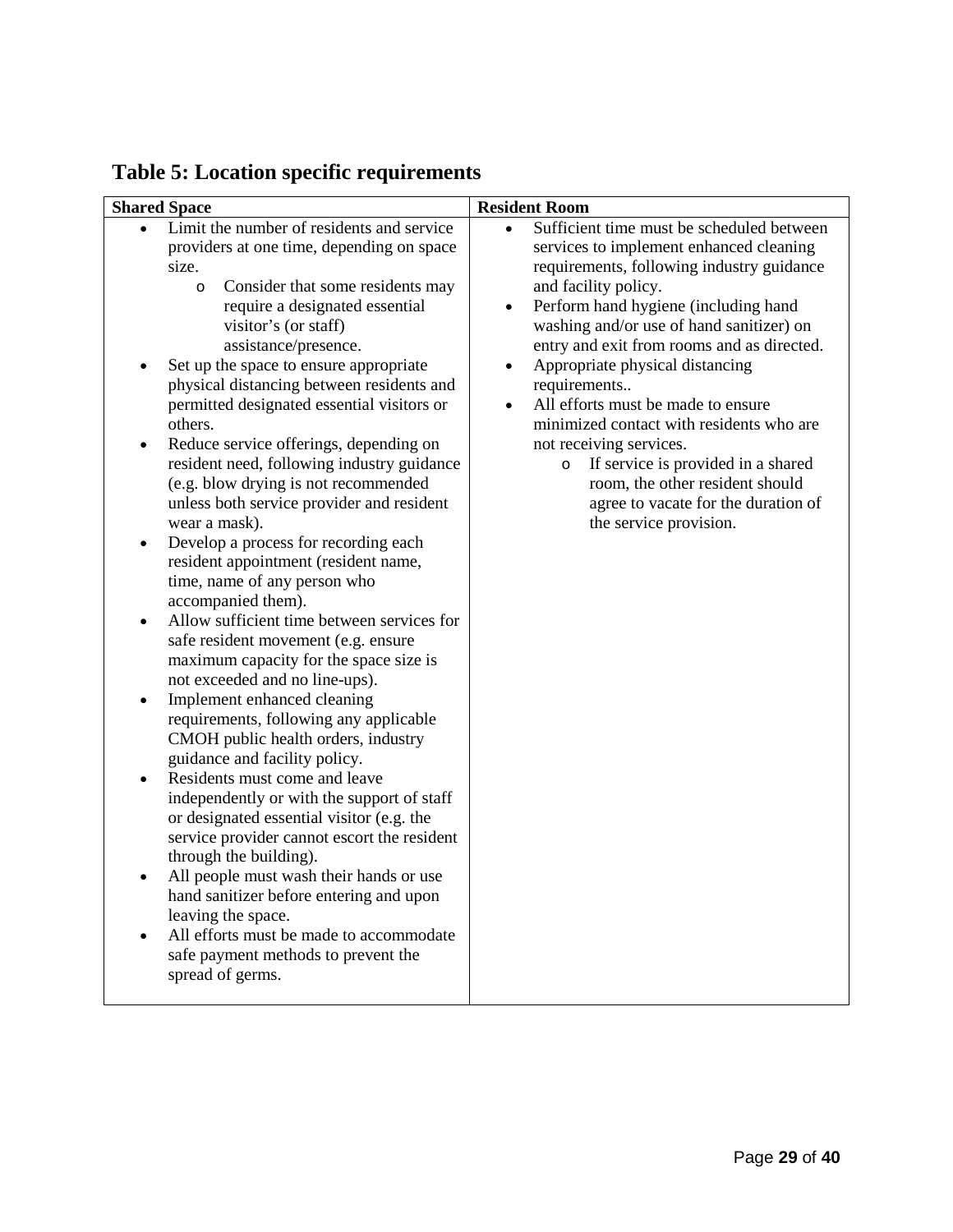## Table 5: Location specific requirements

| Shared Space | Resident Room |
|---|---|
| • Limit the number of residents and service providers at one time, depending on space size.<br>&nbsp;&nbsp;&nbsp;&nbsp;o Consider that some residents may require a designated essential visitor's (or staff) assistance/presence.<br>• Set up the space to ensure appropriate physical distancing between residents and permitted designated essential visitors or others.<br>• Reduce service offerings, depending on resident need, following industry guidance (e.g. blow drying is not recommended unless both service provider and resident wear a mask).<br>• Develop a process for recording each resident appointment (resident name, time, name of any person who accompanied them).<br>• Allow sufficient time between services for safe resident movement (e.g. ensure maximum capacity for the space size is not exceeded and no line-ups).<br>• Implement enhanced cleaning requirements, following any applicable CMOH public health orders, industry guidance and facility policy.<br>• Residents must come and leave independently or with the support of staff or designated essential visitor (e.g. the service provider cannot escort the resident through the building).<br>• All people must wash their hands or use hand sanitizer before entering and upon leaving the space.<br>• All efforts must be made to accommodate safe payment methods to prevent the spread of germs. | • Sufficient time must be scheduled between services to implement enhanced cleaning requirements, following industry guidance and facility policy.<br>• Perform hand hygiene (including hand washing and/or use of hand sanitizer) on entry and exit from rooms and as directed.<br>• Appropriate physical distancing requirements..<br>• All efforts must be made to ensure minimized contact with residents who are not receiving services.<br>&nbsp;&nbsp;&nbsp;&nbsp;o If service is provided in a shared room, the other resident should agree to vacate for the duration of the service provision. |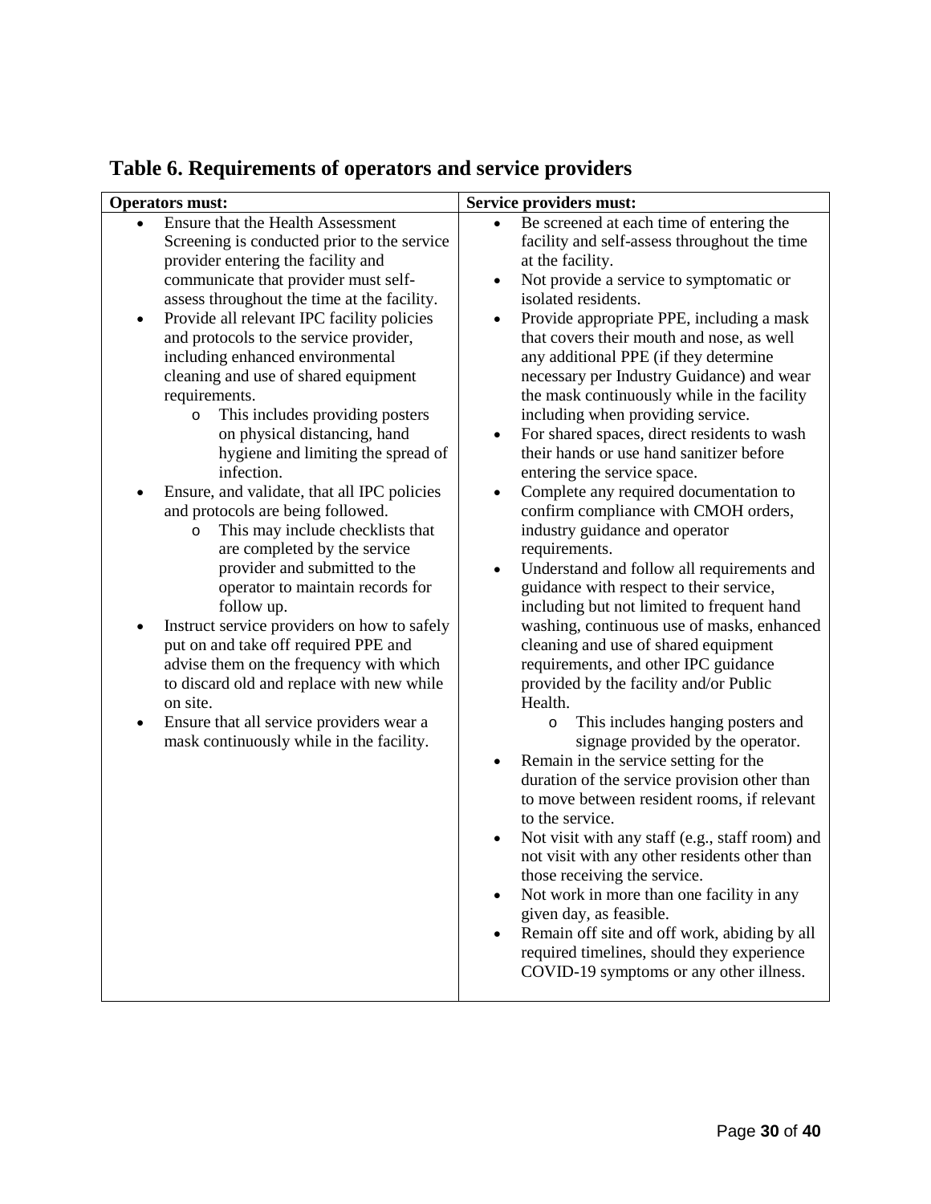## Table 6. Requirements of operators and service providers

| Operators must: | Service providers must: |
|---|---|
| • Ensure that the Health Assessment Screening is conducted prior to the service provider entering the facility and communicate that provider must self-assess throughout the time at the facility.<br>• Provide all relevant IPC facility policies and protocols to the service provider, including enhanced environmental cleaning and use of shared equipment requirements.<br>  o This includes providing posters on physical distancing, hand hygiene and limiting the spread of infection.<br>• Ensure, and validate, that all IPC policies and protocols are being followed.<br>  o This may include checklists that are completed by the service provider and submitted to the operator to maintain records for follow up.<br>• Instruct service providers on how to safely put on and take off required PPE and advise them on the frequency with which to discard old and replace with new while on site.<br>• Ensure that all service providers wear a mask continuously while in the facility. | • Be screened at each time of entering the facility and self-assess throughout the time at the facility.<br>• Not provide a service to symptomatic or isolated residents.<br>• Provide appropriate PPE, including a mask that covers their mouth and nose, as well any additional PPE (if they determine necessary per Industry Guidance) and wear the mask continuously while in the facility including when providing service.<br>• For shared spaces, direct residents to wash their hands or use hand sanitizer before entering the service space.<br>• Complete any required documentation to confirm compliance with CMOH orders, industry guidance and operator requirements.<br>• Understand and follow all requirements and guidance with respect to their service, including but not limited to frequent hand washing, continuous use of masks, enhanced cleaning and use of shared equipment requirements, and other IPC guidance provided by the facility and/or Public Health.<br>  o This includes hanging posters and signage provided by the operator.<br>• Remain in the service setting for the duration of the service provision other than to move between resident rooms, if relevant to the service.<br>• Not visit with any staff (e.g., staff room) and not visit with any other residents other than those receiving the service.<br>• Not work in more than one facility in any given day, as feasible.<br>• Remain off site and off work, abiding by all required timelines, should they experience COVID-19 symptoms or any other illness. |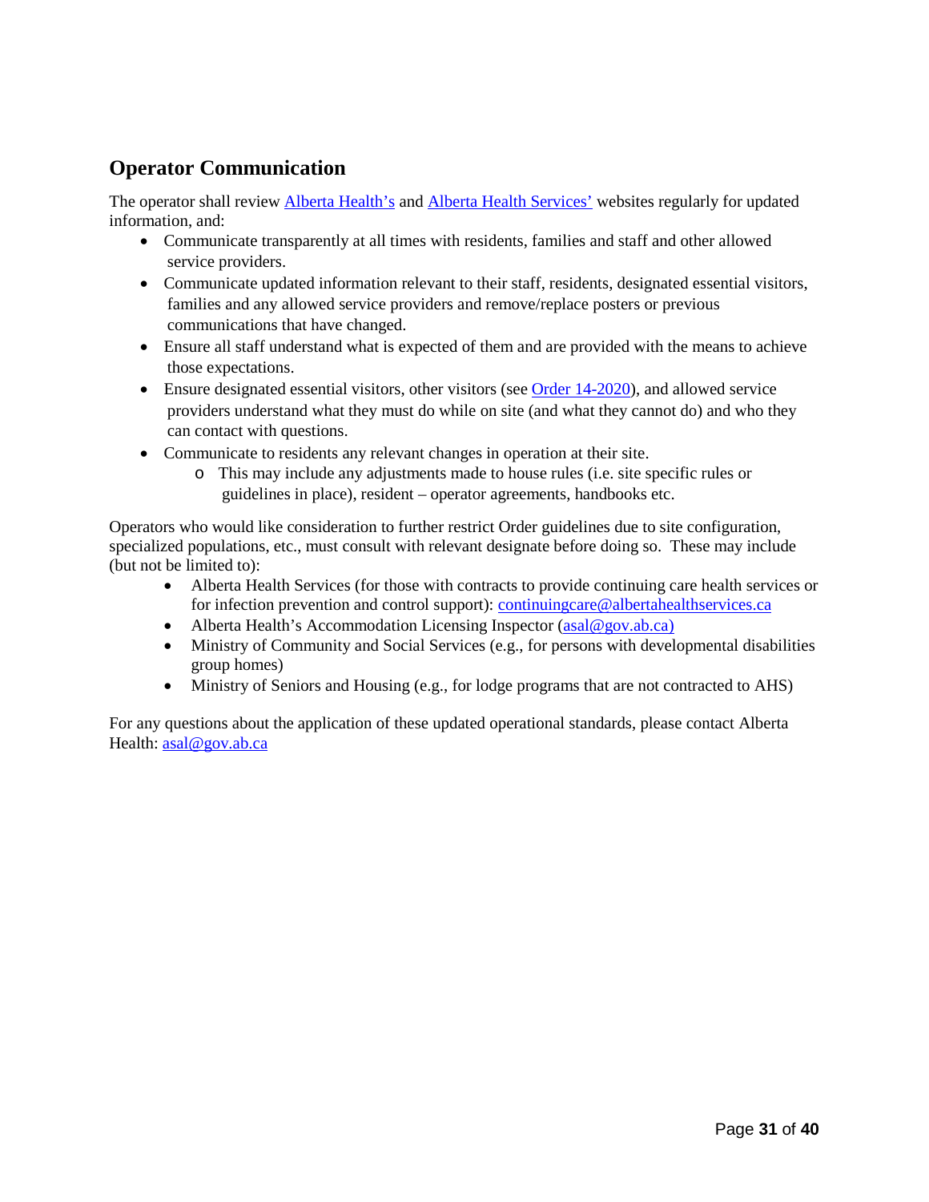## Operator Communication

The operator shall review Alberta Health's and Alberta Health Services' websites regularly for updated information, and:

- Communicate transparently at all times with residents, families and staff and other allowed service providers.
- Communicate updated information relevant to their staff, residents, designated essential visitors, families and any allowed service providers and remove/replace posters or previous communications that have changed.
- Ensure all staff understand what is expected of them and are provided with the means to achieve those expectations.
- Ensure designated essential visitors, other visitors (see Order 14-2020), and allowed service providers understand what they must do while on site (and what they cannot do) and who they can contact with questions.
- Communicate to residents any relevant changes in operation at their site.
  - This may include any adjustments made to house rules (i.e. site specific rules or guidelines in place), resident – operator agreements, handbooks etc.

Operators who would like consideration to further restrict Order guidelines due to site configuration, specialized populations, etc., must consult with relevant designate before doing so. These may include (but not be limited to):

- Alberta Health Services (for those with contracts to provide continuing care health services or for infection prevention and control support): continuingcare@albertahealthservices.ca
- Alberta Health's Accommodation Licensing Inspector (asal@gov.ab.ca)
- Ministry of Community and Social Services (e.g., for persons with developmental disabilities group homes)
- Ministry of Seniors and Housing (e.g., for lodge programs that are not contracted to AHS)

For any questions about the application of these updated operational standards, please contact Alberta Health: asal@gov.ab.ca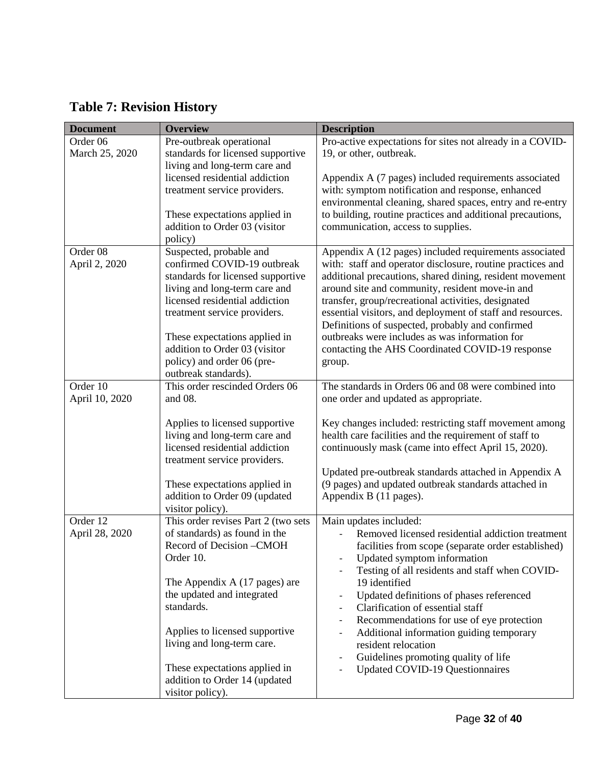## Table 7: Revision History

| Document | Overview | Description |
|---|---|---|
| Order 06<br>March 25, 2020 | Pre-outbreak operational standards for licensed supportive living and long-term care and licensed residential addiction treatment service providers.<br><br>These expectations applied in addition to Order 03 (visitor policy) | Pro-active expectations for sites not already in a COVID-19, or other, outbreak.<br><br>Appendix A (7 pages) included requirements associated with: symptom notification and response, enhanced environmental cleaning, shared spaces, entry and re-entry to building, routine practices and additional precautions, communication, access to supplies. |
| Order 08<br>April 2, 2020 | Suspected, probable and confirmed COVID-19 outbreak standards for licensed supportive living and long-term care and licensed residential addiction treatment service providers.<br><br>These expectations applied in addition to Order 03 (visitor policy) and order 06 (pre-outbreak standards). | Appendix A (12 pages) included requirements associated with: staff and operator disclosure, routine practices and additional precautions, shared dining, resident movement around site and community, resident move-in and transfer, group/recreational activities, designated essential visitors, and deployment of staff and resources. Definitions of suspected, probably and confirmed outbreaks were includes as was information for contacting the AHS Coordinated COVID-19 response group. |
| Order 10<br>April 10, 2020 | This order rescinded Orders 06 and 08.<br><br>Applies to licensed supportive living and long-term care and licensed residential addiction treatment service providers.<br><br>These expectations applied in addition to Order 09 (updated visitor policy). | The standards in Orders 06 and 08 were combined into one order and updated as appropriate.<br><br>Key changes included: restricting staff movement among health care facilities and the requirement of staff to continuously mask (came into effect April 15, 2020).<br><br>Updated pre-outbreak standards attached in Appendix A (9 pages) and updated outbreak standards attached in Appendix B (11 pages). |
| Order 12<br>April 28, 2020 | This order revises Part 2 (two sets of standards) as found in the Record of Decision –CMOH Order 10.<br><br>The Appendix A (17 pages) are the updated and integrated standards.<br><br>Applies to licensed supportive living and long-term care.<br><br>These expectations applied in addition to Order 14 (updated visitor policy). | Main updates included:<br>- Removed licensed residential addiction treatment facilities from scope (separate order established)<br>- Updated symptom information<br>- Testing of all residents and staff when COVID-19 identified<br>- Updated definitions of phases referenced<br>- Clarification of essential staff<br>- Recommendations for use of eye protection<br>- Additional information guiding temporary resident relocation<br>- Guidelines promoting quality of life<br>- Updated COVID-19 Questionnaires |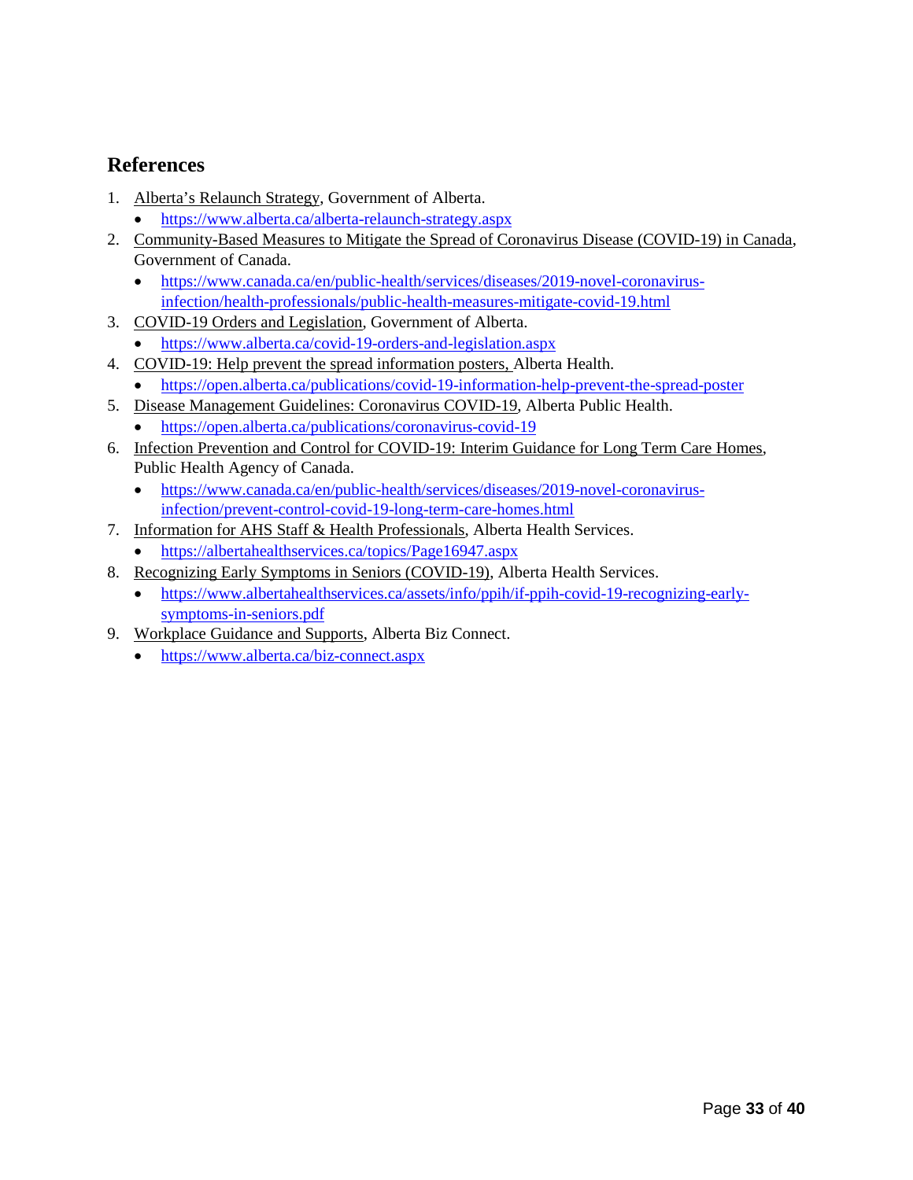## References

1. Alberta's Relaunch Strategy, Government of Alberta.
   - https://www.alberta.ca/alberta-relaunch-strategy.aspx
2. Community-Based Measures to Mitigate the Spread of Coronavirus Disease (COVID-19) in Canada, Government of Canada.
   - https://www.canada.ca/en/public-health/services/diseases/2019-novel-coronavirus-infection/health-professionals/public-health-measures-mitigate-covid-19.html
3. COVID-19 Orders and Legislation, Government of Alberta.
   - https://www.alberta.ca/covid-19-orders-and-legislation.aspx
4. COVID-19: Help prevent the spread information posters, Alberta Health.
   - https://open.alberta.ca/publications/covid-19-information-help-prevent-the-spread-poster
5. Disease Management Guidelines: Coronavirus COVID-19, Alberta Public Health.
   - https://open.alberta.ca/publications/coronavirus-covid-19
6. Infection Prevention and Control for COVID-19: Interim Guidance for Long Term Care Homes, Public Health Agency of Canada.
   - https://www.canada.ca/en/public-health/services/diseases/2019-novel-coronavirus-infection/prevent-control-covid-19-long-term-care-homes.html
7. Information for AHS Staff & Health Professionals, Alberta Health Services.
   - https://albertahealthservices.ca/topics/Page16947.aspx
8. Recognizing Early Symptoms in Seniors (COVID-19), Alberta Health Services.
   - https://www.albertahealthservices.ca/assets/info/ppih/if-ppih-covid-19-recognizing-early-symptoms-in-seniors.pdf
9. Workplace Guidance and Supports, Alberta Biz Connect.
   - https://www.alberta.ca/biz-connect.aspx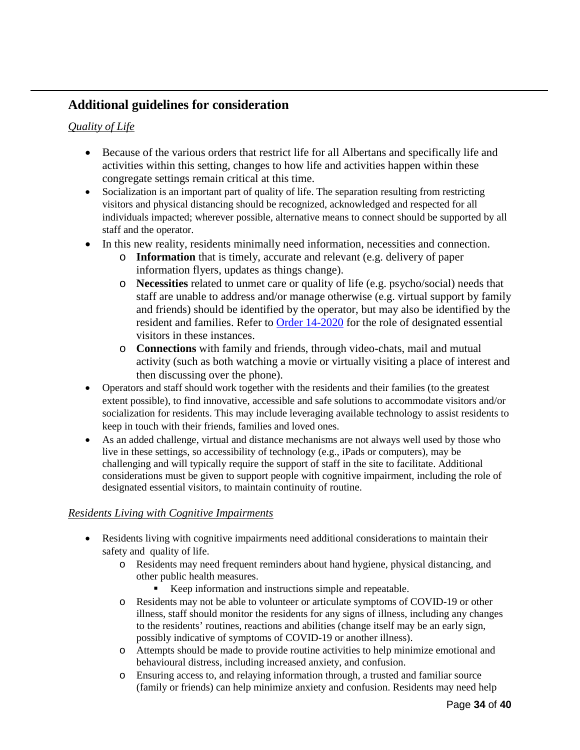## Additional guidelines for consideration

*Quality of Life*

- Because of the various orders that restrict life for all Albertans and specifically life and activities within this setting, changes to how life and activities happen within these congregate settings remain critical at this time.
- Socialization is an important part of quality of life. The separation resulting from restricting visitors and physical distancing should be recognized, acknowledged and respected for all individuals impacted; wherever possible, alternative means to connect should be supported by all staff and the operator.
- In this new reality, residents minimally need information, necessities and connection.
  - **Information** that is timely, accurate and relevant (e.g. delivery of paper information flyers, updates as things change).
  - **Necessities** related to unmet care or quality of life (e.g. psycho/social) needs that staff are unable to address and/or manage otherwise (e.g. virtual support by family and friends) should be identified by the operator, but may also be identified by the resident and families. Refer to [Order 14-2020](Order 14-2020) for the role of designated essential visitors in these instances.
  - **Connections** with family and friends, through video-chats, mail and mutual activity (such as both watching a movie or virtually visiting a place of interest and then discussing over the phone).
- Operators and staff should work together with the residents and their families (to the greatest extent possible), to find innovative, accessible and safe solutions to accommodate visitors and/or socialization for residents. This may include leveraging available technology to assist residents to keep in touch with their friends, families and loved ones.
- As an added challenge, virtual and distance mechanisms are not always well used by those who live in these settings, so accessibility of technology (e.g., iPads or computers), may be challenging and will typically require the support of staff in the site to facilitate. Additional considerations must be given to support people with cognitive impairment, including the role of designated essential visitors, to maintain continuity of routine.

*Residents Living with Cognitive Impairments*

- Residents living with cognitive impairments need additional considerations to maintain their safety and quality of life.
  - Residents may need frequent reminders about hand hygiene, physical distancing, and other public health measures.
    - Keep information and instructions simple and repeatable.
  - Residents may not be able to volunteer or articulate symptoms of COVID-19 or other illness, staff should monitor the residents for any signs of illness, including any changes to the residents' routines, reactions and abilities (change itself may be an early sign, possibly indicative of symptoms of COVID-19 or another illness).
  - Attempts should be made to provide routine activities to help minimize emotional and behavioural distress, including increased anxiety, and confusion.
  - Ensuring access to, and relaying information through, a trusted and familiar source (family or friends) can help minimize anxiety and confusion. Residents may need help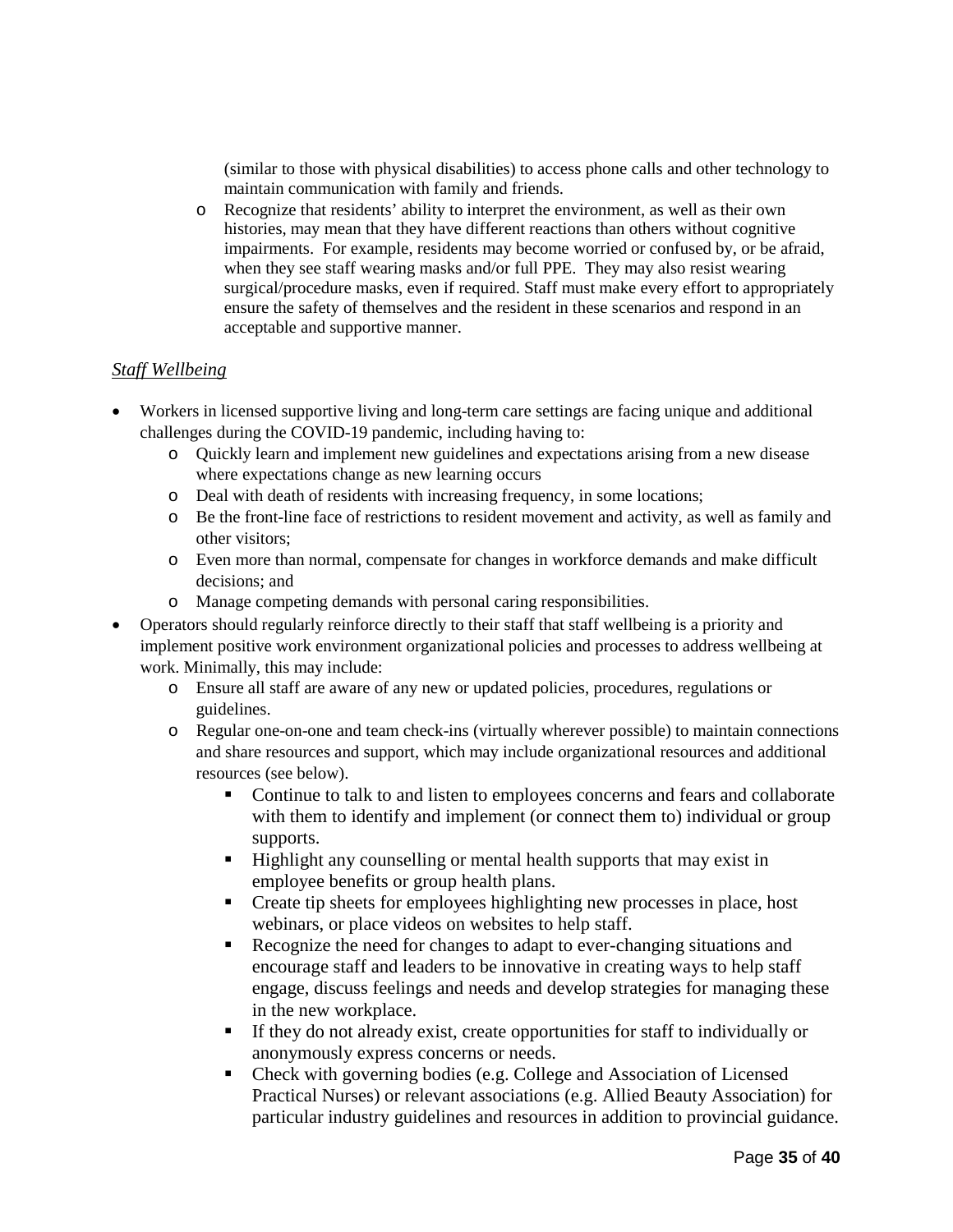(similar to those with physical disabilities) to access phone calls and other technology to maintain communication with family and friends.
    - Recognize that residents' ability to interpret the environment, as well as their own histories, may mean that they have different reactions than others without cognitive impairments. For example, residents may become worried or confused by, or be afraid, when they see staff wearing masks and/or full PPE. They may also resist wearing surgical/procedure masks, even if required. Staff must make every effort to appropriately ensure the safety of themselves and the resident in these scenarios and respond in an acceptable and supportive manner.

*Staff Wellbeing*

- Workers in licensed supportive living and long-term care settings are facing unique and additional challenges during the COVID-19 pandemic, including having to:
    - Quickly learn and implement new guidelines and expectations arising from a new disease where expectations change as new learning occurs
    - Deal with death of residents with increasing frequency, in some locations;
    - Be the front-line face of restrictions to resident movement and activity, as well as family and other visitors;
    - Even more than normal, compensate for changes in workforce demands and make difficult decisions; and
    - Manage competing demands with personal caring responsibilities.
- Operators should regularly reinforce directly to their staff that staff wellbeing is a priority and implement positive work environment organizational policies and processes to address wellbeing at work. Minimally, this may include:
    - Ensure all staff are aware of any new or updated policies, procedures, regulations or guidelines.
    - Regular one-on-one and team check-ins (virtually wherever possible) to maintain connections and share resources and support, which may include organizational resources and additional resources (see below).
        - Continue to talk to and listen to employees concerns and fears and collaborate with them to identify and implement (or connect them to) individual or group supports.
        - Highlight any counselling or mental health supports that may exist in employee benefits or group health plans.
        - Create tip sheets for employees highlighting new processes in place, host webinars, or place videos on websites to help staff.
        - Recognize the need for changes to adapt to ever-changing situations and encourage staff and leaders to be innovative in creating ways to help staff engage, discuss feelings and needs and develop strategies for managing these in the new workplace.
        - If they do not already exist, create opportunities for staff to individually or anonymously express concerns or needs.
        - Check with governing bodies (e.g. College and Association of Licensed Practical Nurses) or relevant associations (e.g. Allied Beauty Association) for particular industry guidelines and resources in addition to provincial guidance.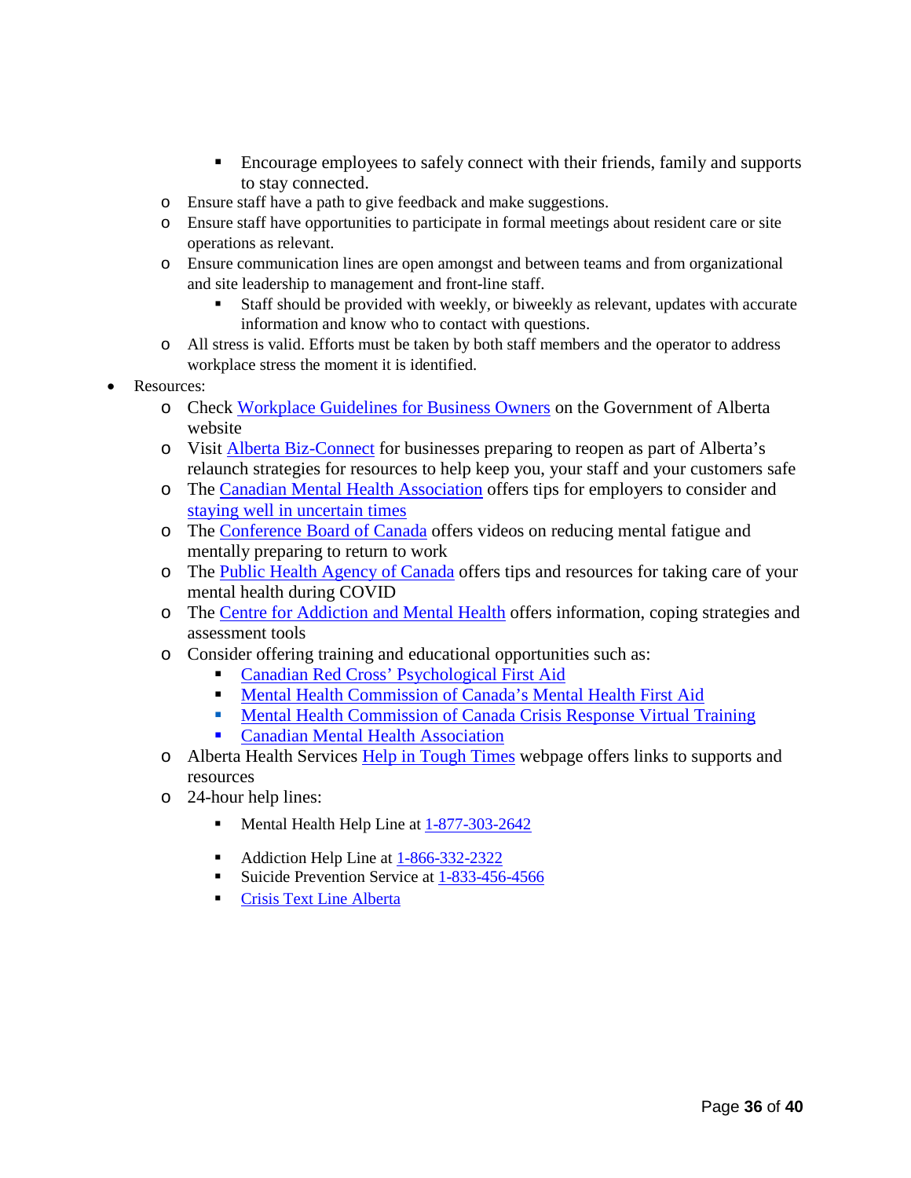- Encourage employees to safely connect with their friends, family and supports to stay connected.
    - Ensure staff have a path to give feedback and make suggestions.
    - Ensure staff have opportunities to participate in formal meetings about resident care or site operations as relevant.
    - Ensure communication lines are open amongst and between teams and from organizational and site leadership to management and front-line staff.
        - Staff should be provided with weekly, or biweekly as relevant, updates with accurate information and know who to contact with questions.
    - All stress is valid. Efforts must be taken by both staff members and the operator to address workplace stress the moment it is identified.
- Resources:
    - Check Workplace Guidelines for Business Owners on the Government of Alberta website
    - Visit Alberta Biz-Connect for businesses preparing to reopen as part of Alberta's relaunch strategies for resources to help keep you, your staff and your customers safe
    - The Canadian Mental Health Association offers tips for employers to consider and staying well in uncertain times
    - The Conference Board of Canada offers videos on reducing mental fatigue and mentally preparing to return to work
    - The Public Health Agency of Canada offers tips and resources for taking care of your mental health during COVID
    - The Centre for Addiction and Mental Health offers information, coping strategies and assessment tools
    - Consider offering training and educational opportunities such as:
        - Canadian Red Cross' Psychological First Aid
        - Mental Health Commission of Canada's Mental Health First Aid
        - Mental Health Commission of Canada Crisis Response Virtual Training
        - Canadian Mental Health Association
    - Alberta Health Services Help in Tough Times webpage offers links to supports and resources
    - 24-hour help lines:
        - Mental Health Help Line at 1-877-303-2642
        - Addiction Help Line at 1-866-332-2322
        - Suicide Prevention Service at 1-833-456-4566
        - Crisis Text Line Alberta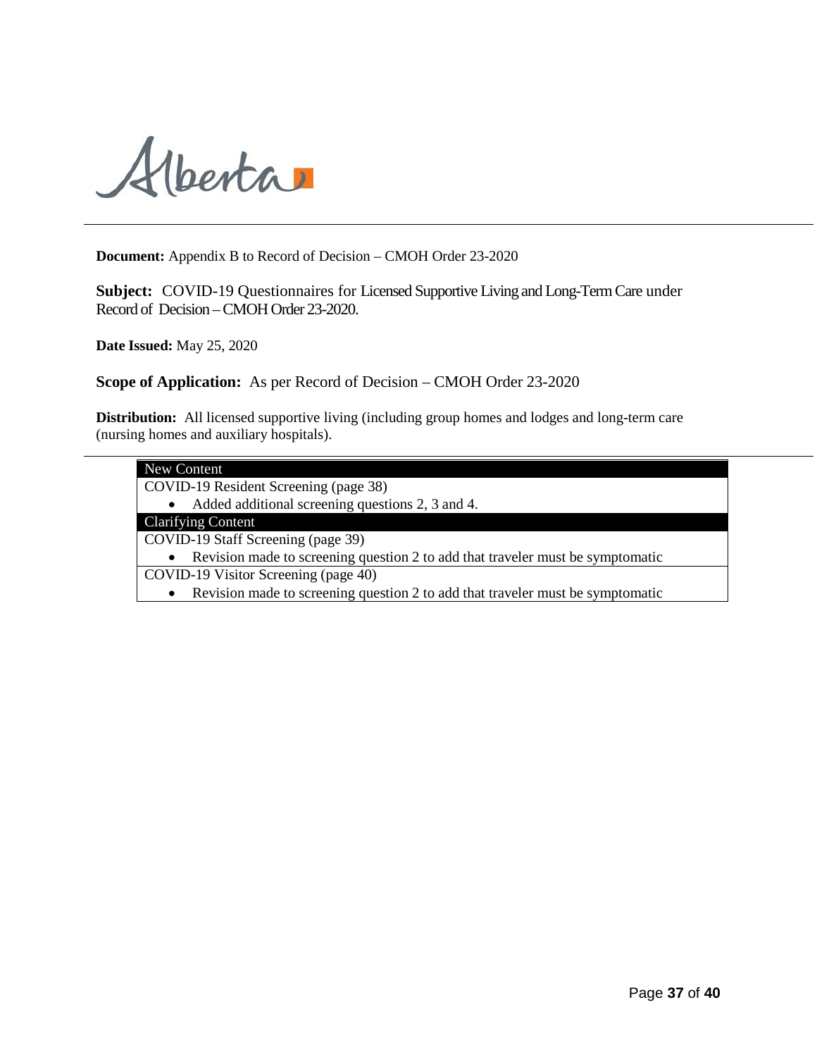**Document:** Appendix B to Record of Decision – CMOH Order 23-2020

**Subject:** COVID-19 Questionnaires for Licensed Supportive Living and Long-Term Care under Record of Decision – CMOH Order 23-2020.

**Date Issued:** May 25, 2020

**Scope of Application:** As per Record of Decision – CMOH Order 23-2020

**Distribution:** All licensed supportive living (including group homes and lodges and long-term care (nursing homes and auxiliary hospitals).

| New Content |
|---|
| COVID-19 Resident Screening (page 38)<br>• Added additional screening questions 2, 3 and 4. |
| **Clarifying Content** |
| COVID-19 Staff Screening (page 39)<br>• Revision made to screening question 2 to add that traveler must be symptomatic |
| COVID-19 Visitor Screening (page 40)<br>• Revision made to screening question 2 to add that traveler must be symptomatic |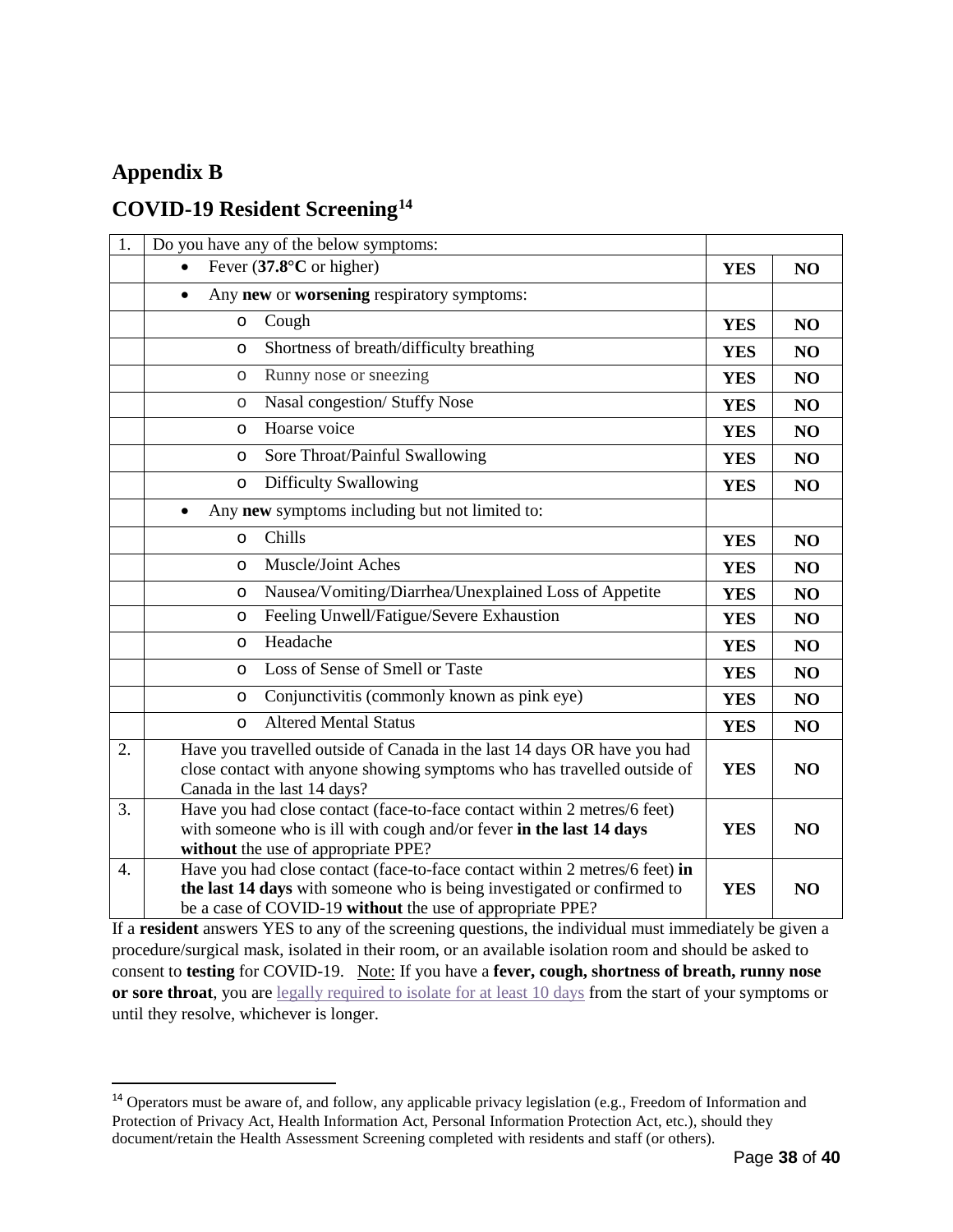## Appendix B

## COVID-19 Resident Screening[14]

| | | | |
|---|---|---|---|
| 1. | Do you have any of the below symptoms: | | |
| | • Fever (**37.8°C** or higher) | **YES** | **NO** |
| | • Any **new** or **worsening** respiratory symptoms: | | |
| | o Cough | **YES** | **NO** |
| | o Shortness of breath/difficulty breathing | **YES** | **NO** |
| | o Runny nose or sneezing | **YES** | **NO** |
| | o Nasal congestion/ Stuffy Nose | **YES** | **NO** |
| | o Hoarse voice | **YES** | **NO** |
| | o Sore Throat/Painful Swallowing | **YES** | **NO** |
| | o Difficulty Swallowing | **YES** | **NO** |
| | • Any **new** symptoms including but not limited to: | | |
| | o Chills | **YES** | **NO** |
| | o Muscle/Joint Aches | **YES** | **NO** |
| | o Nausea/Vomiting/Diarrhea/Unexplained Loss of Appetite | **YES** | **NO** |
| | o Feeling Unwell/Fatigue/Severe Exhaustion | **YES** | **NO** |
| | o Headache | **YES** | **NO** |
| | o Loss of Sense of Smell or Taste | **YES** | **NO** |
| | o Conjunctivitis (commonly known as pink eye) | **YES** | **NO** |
| | o Altered Mental Status | **YES** | **NO** |
| 2. | Have you travelled outside of Canada in the last 14 days OR have you had close contact with anyone showing symptoms who has travelled outside of Canada in the last 14 days? | **YES** | **NO** |
| 3. | Have you had close contact (face-to-face contact within 2 metres/6 feet) with someone who is ill with cough and/or fever **in the last 14 days without** the use of appropriate PPE? | **YES** | **NO** |
| 4. | Have you had close contact (face-to-face contact within 2 metres/6 feet) **in the last 14 days** with someone who is being investigated or confirmed to be a case of COVID-19 **without** the use of appropriate PPE? | **YES** | **NO** |

If a **resident** answers YES to any of the screening questions, the individual must immediately be given a procedure/surgical mask, isolated in their room, or an available isolation room and should be asked to consent to **testing** for COVID-19. Note: If you have a **fever, cough, shortness of breath, runny nose or sore throat**, you are legally required to isolate for at least 10 days from the start of your symptoms or until they resolve, whichever is longer.

[14] Operators must be aware of, and follow, any applicable privacy legislation (e.g., Freedom of Information and Protection of Privacy Act, Health Information Act, Personal Information Protection Act, etc.), should they document/retain the Health Assessment Screening completed with residents and staff (or others).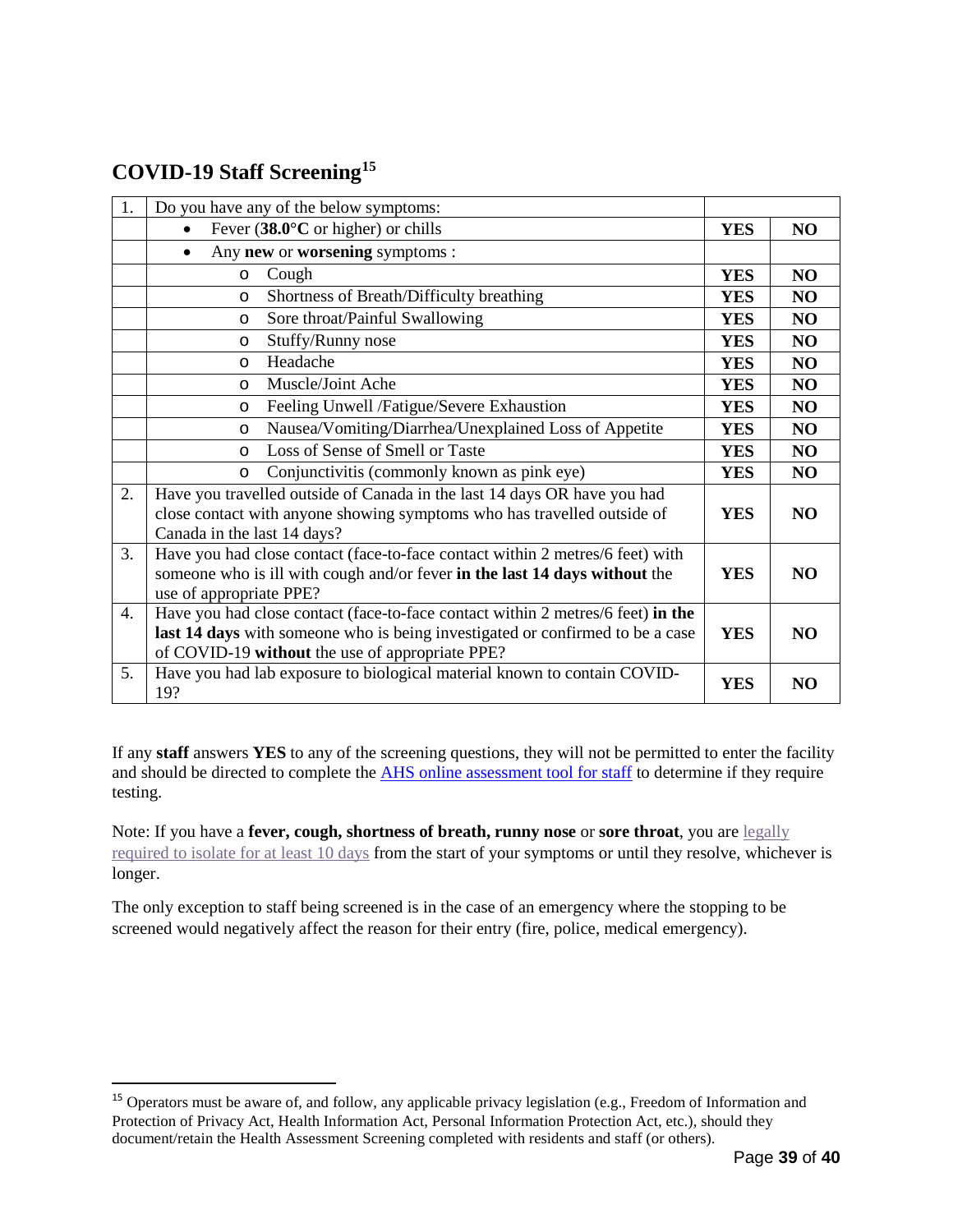## COVID-19 Staff Screening[15]

| 1. | Do you have any of the below symptoms: | | |
|---|---|---|---|
| | • Fever (**38.0°C** or higher) or chills | **YES** | **NO** |
| | • Any **new** or **worsening** symptoms : | | |
| | o Cough | **YES** | **NO** |
| | o Shortness of Breath/Difficulty breathing | **YES** | **NO** |
| | o Sore throat/Painful Swallowing | **YES** | **NO** |
| | o Stuffy/Runny nose | **YES** | **NO** |
| | o Headache | **YES** | **NO** |
| | o Muscle/Joint Ache | **YES** | **NO** |
| | o Feeling Unwell /Fatigue/Severe Exhaustion | **YES** | **NO** |
| | o Nausea/Vomiting/Diarrhea/Unexplained Loss of Appetite | **YES** | **NO** |
| | o Loss of Sense of Smell or Taste | **YES** | **NO** |
| | o Conjunctivitis (commonly known as pink eye) | **YES** | **NO** |
| 2. | Have you travelled outside of Canada in the last 14 days OR have you had close contact with anyone showing symptoms who has travelled outside of Canada in the last 14 days? | **YES** | **NO** |
| 3. | Have you had close contact (face-to-face contact within 2 metres/6 feet) with someone who is ill with cough and/or fever **in the last 14 days without** the use of appropriate PPE? | **YES** | **NO** |
| 4. | Have you had close contact (face-to-face contact within 2 metres/6 feet) **in the last 14 days** with someone who is being investigated or confirmed to be a case of COVID-19 **without** the use of appropriate PPE? | **YES** | **NO** |
| 5. | Have you had lab exposure to biological material known to contain COVID-19? | **YES** | **NO** |

If any **staff** answers **YES** to any of the screening questions, they will not be permitted to enter the facility and should be directed to complete the AHS online assessment tool for staff to determine if they require testing.

Note: If you have a **fever, cough, shortness of breath, runny nose** or **sore throat**, you are legally required to isolate for at least 10 days from the start of your symptoms or until they resolve, whichever is longer.

The only exception to staff being screened is in the case of an emergency where the stopping to be screened would negatively affect the reason for their entry (fire, police, medical emergency).

---

[15] Operators must be aware of, and follow, any applicable privacy legislation (e.g., Freedom of Information and Protection of Privacy Act, Health Information Act, Personal Information Protection Act, etc.), should they document/retain the Health Assessment Screening completed with residents and staff (or others).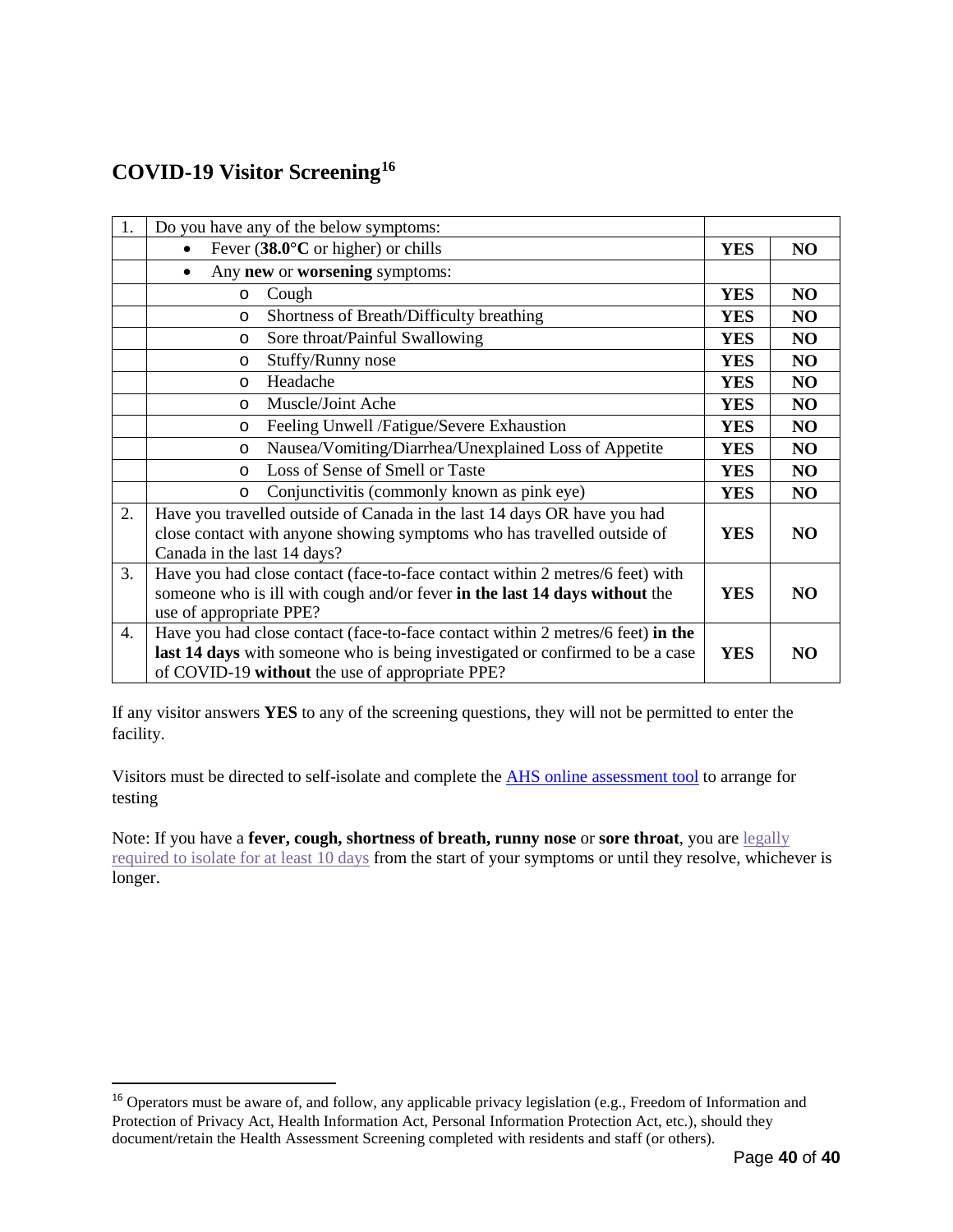## COVID-19 Visitor Screening[16]

| | | | |
|---|---|---|---|
| 1. | Do you have any of the below symptoms: | | |
| | • Fever (**38.0°C** or higher) or chills | **YES** | **NO** |
| | • Any **new** or **worsening** symptoms: | | |
| | o Cough | **YES** | **NO** |
| | o Shortness of Breath/Difficulty breathing | **YES** | **NO** |
| | o Sore throat/Painful Swallowing | **YES** | **NO** |
| | o Stuffy/Runny nose | **YES** | **NO** |
| | o Headache | **YES** | **NO** |
| | o Muscle/Joint Ache | **YES** | **NO** |
| | o Feeling Unwell /Fatigue/Severe Exhaustion | **YES** | **NO** |
| | o Nausea/Vomiting/Diarrhea/Unexplained Loss of Appetite | **YES** | **NO** |
| | o Loss of Sense of Smell or Taste | **YES** | **NO** |
| | o Conjunctivitis (commonly known as pink eye) | **YES** | **NO** |
| 2. | Have you travelled outside of Canada in the last 14 days OR have you had close contact with anyone showing symptoms who has travelled outside of Canada in the last 14 days? | **YES** | **NO** |
| 3. | Have you had close contact (face-to-face contact within 2 metres/6 feet) with someone who is ill with cough and/or fever **in the last 14 days without** the use of appropriate PPE? | **YES** | **NO** |
| 4. | Have you had close contact (face-to-face contact within 2 metres/6 feet) **in the last 14 days** with someone who is being investigated or confirmed to be a case of COVID-19 **without** the use of appropriate PPE? | **YES** | **NO** |

If any visitor answers **YES** to any of the screening questions, they will not be permitted to enter the facility.

Visitors must be directed to self-isolate and complete the AHS online assessment tool to arrange for testing

Note: If you have a **fever, cough, shortness of breath, runny nose** or **sore throat**, you are legally required to isolate for at least 10 days from the start of your symptoms or until they resolve, whichever is longer.

[16] Operators must be aware of, and follow, any applicable privacy legislation (e.g., Freedom of Information and Protection of Privacy Act, Health Information Act, Personal Information Protection Act, etc.), should they document/retain the Health Assessment Screening completed with residents and staff (or others).